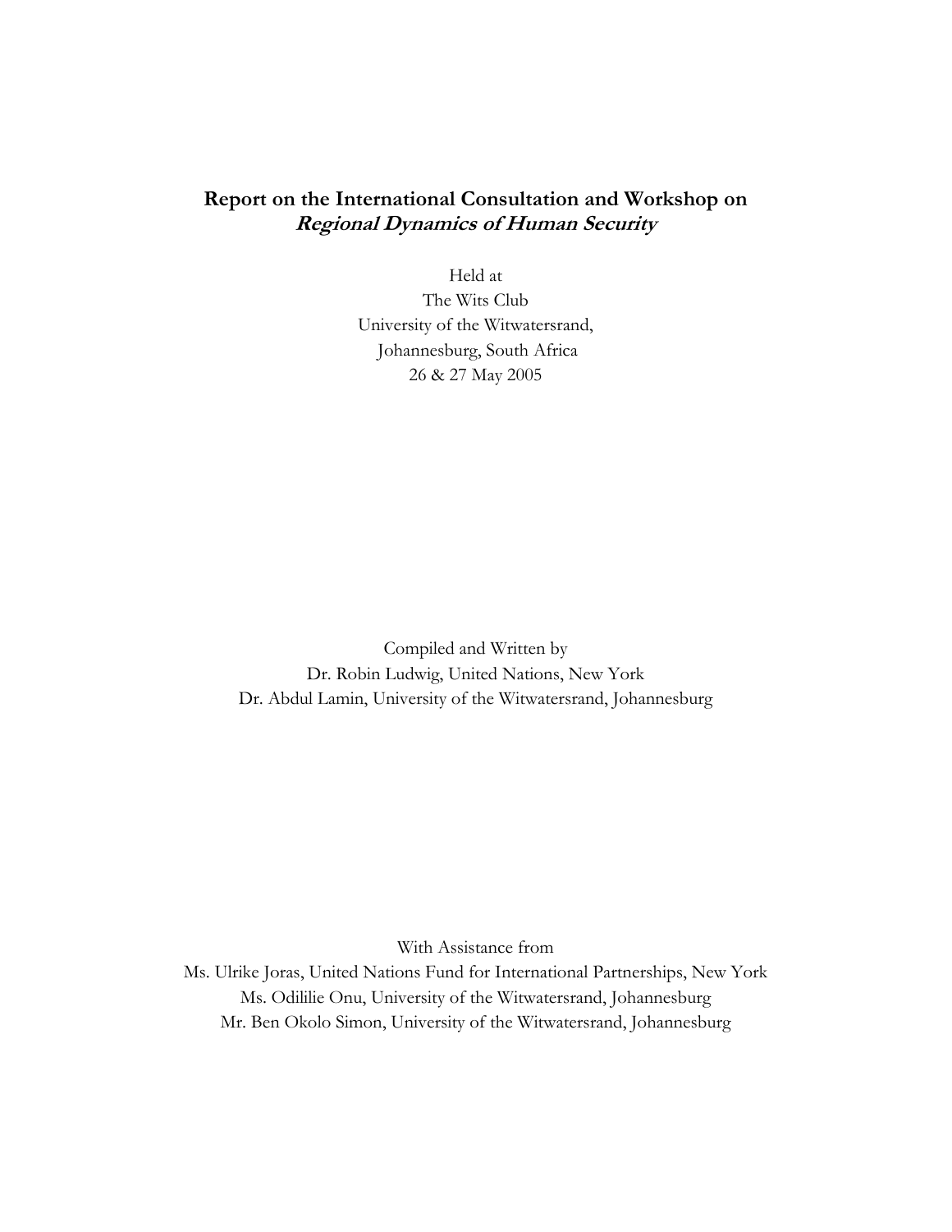# Report on the International Consultation and Workshop on *Regional Dynamics of Human Security*

Held at
The Wits Club
University of the Witwatersrand,
Johannesburg, South Africa
26 & 27 May 2005

Compiled and Written by
Dr. Robin Ludwig, United Nations, New York
Dr. Abdul Lamin, University of the Witwatersrand, Johannesburg

With Assistance from
Ms. Ulrike Joras, United Nations Fund for International Partnerships, New York
Ms. Odililie Onu, University of the Witwatersrand, Johannesburg
Mr. Ben Okolo Simon, University of the Witwatersrand, Johannesburg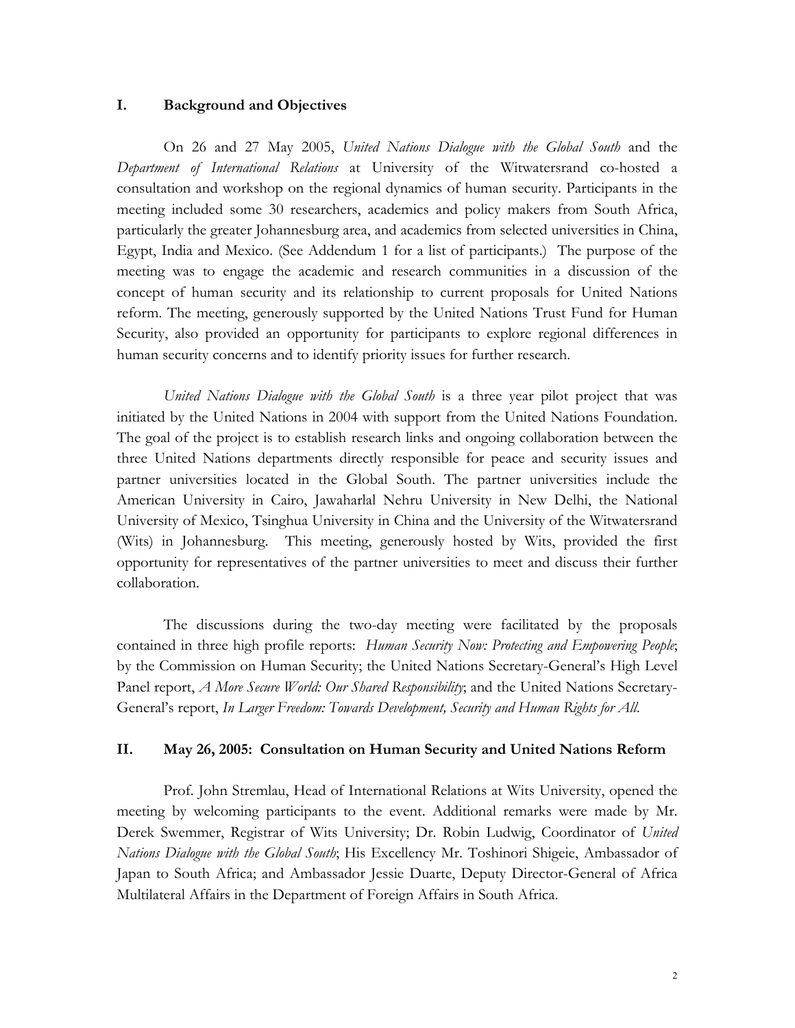## I. Background and Objectives

On 26 and 27 May 2005, *United Nations Dialogue with the Global South* and the *Department of International Relations* at University of the Witwatersrand co-hosted a consultation and workshop on the regional dynamics of human security. Participants in the meeting included some 30 researchers, academics and policy makers from South Africa, particularly the greater Johannesburg area, and academics from selected universities in China, Egypt, India and Mexico. (See Addendum 1 for a list of participants.) The purpose of the meeting was to engage the academic and research communities in a discussion of the concept of human security and its relationship to current proposals for United Nations reform. The meeting, generously supported by the United Nations Trust Fund for Human Security, also provided an opportunity for participants to explore regional differences in human security concerns and to identify priority issues for further research.

*United Nations Dialogue with the Global South* is a three year pilot project that was initiated by the United Nations in 2004 with support from the United Nations Foundation. The goal of the project is to establish research links and ongoing collaboration between the three United Nations departments directly responsible for peace and security issues and partner universities located in the Global South. The partner universities include the American University in Cairo, Jawaharlal Nehru University in New Delhi, the National University of Mexico, Tsinghua University in China and the University of the Witwatersrand (Wits) in Johannesburg. This meeting, generously hosted by Wits, provided the first opportunity for representatives of the partner universities to meet and discuss their further collaboration.

The discussions during the two-day meeting were facilitated by the proposals contained in three high profile reports: *Human Security Now: Protecting and Empowering People*; by the Commission on Human Security; the United Nations Secretary-General's High Level Panel report, *A More Secure World: Our Shared Responsibility*; and the United Nations Secretary-General's report, *In Larger Freedom: Towards Development, Security and Human Rights for All*.

## II. May 26, 2005: Consultation on Human Security and United Nations Reform

Prof. John Stremlau, Head of International Relations at Wits University, opened the meeting by welcoming participants to the event. Additional remarks were made by Mr. Derek Swemmer, Registrar of Wits University; Dr. Robin Ludwig, Coordinator of *United Nations Dialogue with the Global South*; His Excellency Mr. Toshinori Shigeie, Ambassador of Japan to South Africa; and Ambassador Jessie Duarte, Deputy Director-General of Africa Multilateral Affairs in the Department of Foreign Affairs in South Africa.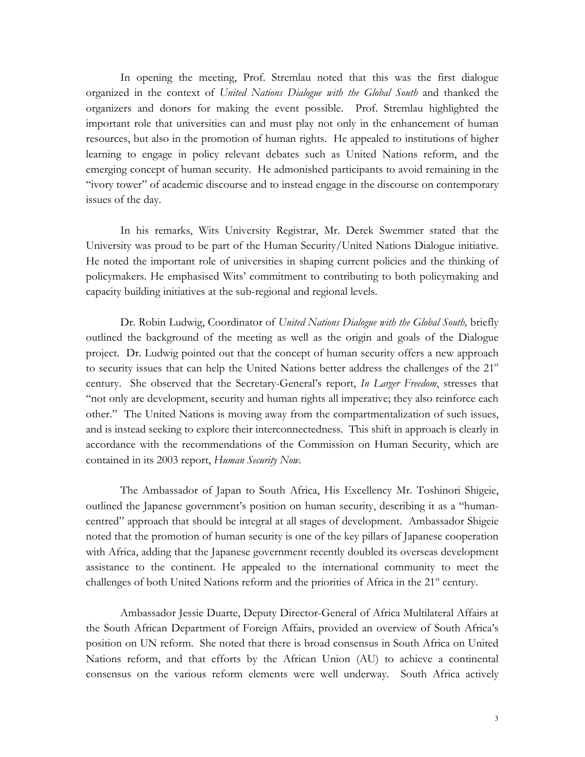In opening the meeting, Prof. Stremlau noted that this was the first dialogue organized in the context of *United Nations Dialogue with the Global South* and thanked the organizers and donors for making the event possible. Prof. Stremlau highlighted the important role that universities can and must play not only in the enhancement of human resources, but also in the promotion of human rights. He appealed to institutions of higher learning to engage in policy relevant debates such as United Nations reform, and the emerging concept of human security. He admonished participants to avoid remaining in the "ivory tower" of academic discourse and to instead engage in the discourse on contemporary issues of the day.

In his remarks, Wits University Registrar, Mr. Derek Swemmer stated that the University was proud to be part of the Human Security/United Nations Dialogue initiative. He noted the important role of universities in shaping current policies and the thinking of policymakers. He emphasised Wits' commitment to contributing to both policymaking and capacity building initiatives at the sub-regional and regional levels.

Dr. Robin Ludwig, Coordinator of *United Nations Dialogue with the Global South,* briefly outlined the background of the meeting as well as the origin and goals of the Dialogue project. Dr. Ludwig pointed out that the concept of human security offers a new approach to security issues that can help the United Nations better address the challenges of the 21st century. She observed that the Secretary-General's report, *In Larger Freedom*, stresses that "not only are development, security and human rights all imperative; they also reinforce each other." The United Nations is moving away from the compartmentalization of such issues, and is instead seeking to explore their interconnectedness. This shift in approach is clearly in accordance with the recommendations of the Commission on Human Security, which are contained in its 2003 report, *Human Security Now.*

The Ambassador of Japan to South Africa, His Excellency Mr. Toshinori Shigeie, outlined the Japanese government's position on human security, describing it as a "human-centred" approach that should be integral at all stages of development. Ambassador Shigeie noted that the promotion of human security is one of the key pillars of Japanese cooperation with Africa, adding that the Japanese government recently doubled its overseas development assistance to the continent. He appealed to the international community to meet the challenges of both United Nations reform and the priorities of Africa in the 21st century.

Ambassador Jessie Duarte, Deputy Director-General of Africa Multilateral Affairs at the South African Department of Foreign Affairs, provided an overview of South Africa's position on UN reform. She noted that there is broad consensus in South Africa on United Nations reform, and that efforts by the African Union (AU) to achieve a continental consensus on the various reform elements were well underway. South Africa actively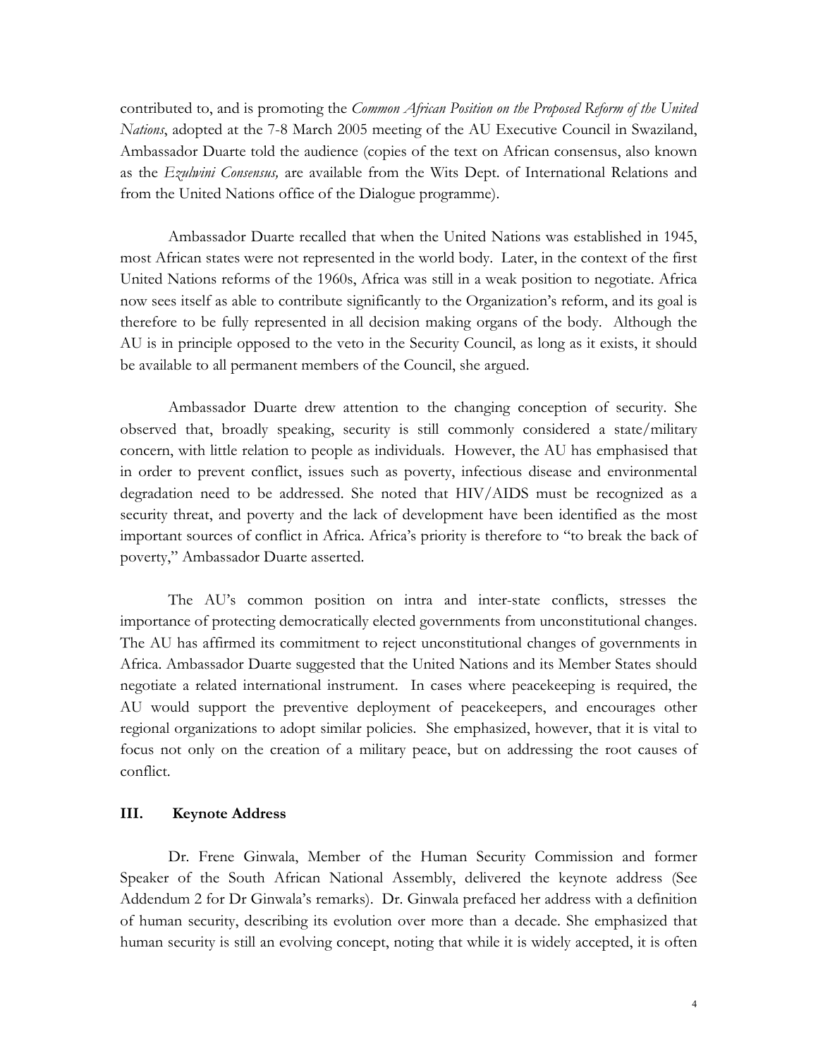contributed to, and is promoting the *Common African Position on the Proposed Reform of the United Nations*, adopted at the 7-8 March 2005 meeting of the AU Executive Council in Swaziland, Ambassador Duarte told the audience (copies of the text on African consensus, also known as the *Ezulwini Consensus,* are available from the Wits Dept. of International Relations and from the United Nations office of the Dialogue programme).

Ambassador Duarte recalled that when the United Nations was established in 1945, most African states were not represented in the world body. Later, in the context of the first United Nations reforms of the 1960s, Africa was still in a weak position to negotiate. Africa now sees itself as able to contribute significantly to the Organization's reform, and its goal is therefore to be fully represented in all decision making organs of the body. Although the AU is in principle opposed to the veto in the Security Council, as long as it exists, it should be available to all permanent members of the Council, she argued.

Ambassador Duarte drew attention to the changing conception of security. She observed that, broadly speaking, security is still commonly considered a state/military concern, with little relation to people as individuals. However, the AU has emphasised that in order to prevent conflict, issues such as poverty, infectious disease and environmental degradation need to be addressed. She noted that HIV/AIDS must be recognized as a security threat, and poverty and the lack of development have been identified as the most important sources of conflict in Africa. Africa's priority is therefore to "to break the back of poverty," Ambassador Duarte asserted.

The AU's common position on intra and inter-state conflicts, stresses the importance of protecting democratically elected governments from unconstitutional changes. The AU has affirmed its commitment to reject unconstitutional changes of governments in Africa. Ambassador Duarte suggested that the United Nations and its Member States should negotiate a related international instrument. In cases where peacekeeping is required, the AU would support the preventive deployment of peacekeepers, and encourages other regional organizations to adopt similar policies. She emphasized, however, that it is vital to focus not only on the creation of a military peace, but on addressing the root causes of conflict.

## III. Keynote Address

Dr. Frene Ginwala, Member of the Human Security Commission and former Speaker of the South African National Assembly, delivered the keynote address (See Addendum 2 for Dr Ginwala's remarks). Dr. Ginwala prefaced her address with a definition of human security, describing its evolution over more than a decade. She emphasized that human security is still an evolving concept, noting that while it is widely accepted, it is often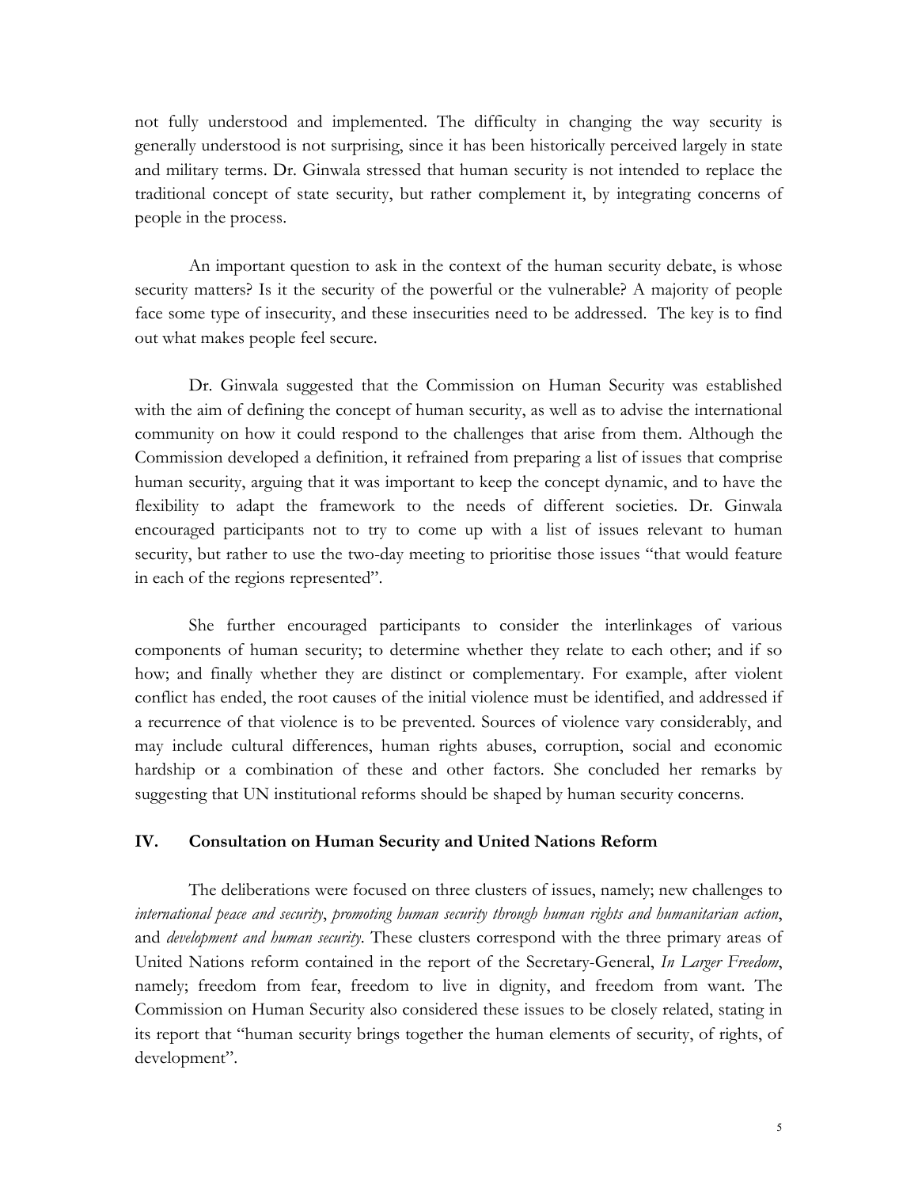not fully understood and implemented. The difficulty in changing the way security is generally understood is not surprising, since it has been historically perceived largely in state and military terms. Dr. Ginwala stressed that human security is not intended to replace the traditional concept of state security, but rather complement it, by integrating concerns of people in the process.

An important question to ask in the context of the human security debate, is whose security matters? Is it the security of the powerful or the vulnerable? A majority of people face some type of insecurity, and these insecurities need to be addressed. The key is to find out what makes people feel secure.

Dr. Ginwala suggested that the Commission on Human Security was established with the aim of defining the concept of human security, as well as to advise the international community on how it could respond to the challenges that arise from them. Although the Commission developed a definition, it refrained from preparing a list of issues that comprise human security, arguing that it was important to keep the concept dynamic, and to have the flexibility to adapt the framework to the needs of different societies. Dr. Ginwala encouraged participants not to try to come up with a list of issues relevant to human security, but rather to use the two-day meeting to prioritise those issues "that would feature in each of the regions represented".

She further encouraged participants to consider the interlinkages of various components of human security; to determine whether they relate to each other; and if so how; and finally whether they are distinct or complementary. For example, after violent conflict has ended, the root causes of the initial violence must be identified, and addressed if a recurrence of that violence is to be prevented. Sources of violence vary considerably, and may include cultural differences, human rights abuses, corruption, social and economic hardship or a combination of these and other factors. She concluded her remarks by suggesting that UN institutional reforms should be shaped by human security concerns.

## IV. Consultation on Human Security and United Nations Reform

The deliberations were focused on three clusters of issues, namely; new challenges to *international peace and security*, *promoting human security through human rights and humanitarian action*, and *development and human security*. These clusters correspond with the three primary areas of United Nations reform contained in the report of the Secretary-General, *In Larger Freedom*, namely; freedom from fear, freedom to live in dignity, and freedom from want. The Commission on Human Security also considered these issues to be closely related, stating in its report that "human security brings together the human elements of security, of rights, of development".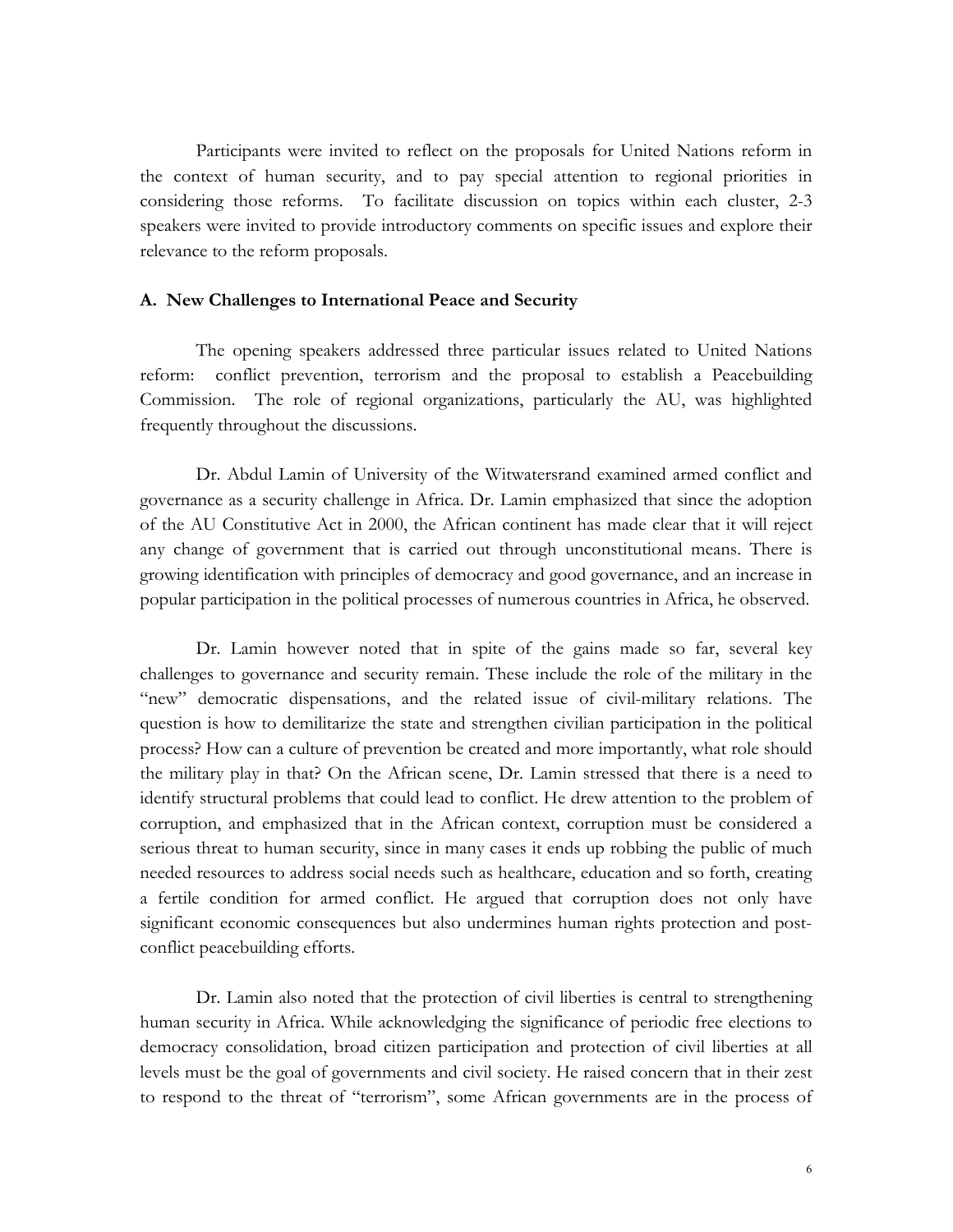Participants were invited to reflect on the proposals for United Nations reform in the context of human security, and to pay special attention to regional priorities in considering those reforms. To facilitate discussion on topics within each cluster, 2-3 speakers were invited to provide introductory comments on specific issues and explore their relevance to the reform proposals.

### A. New Challenges to International Peace and Security

The opening speakers addressed three particular issues related to United Nations reform: conflict prevention, terrorism and the proposal to establish a Peacebuilding Commission. The role of regional organizations, particularly the AU, was highlighted frequently throughout the discussions.

Dr. Abdul Lamin of University of the Witwatersrand examined armed conflict and governance as a security challenge in Africa. Dr. Lamin emphasized that since the adoption of the AU Constitutive Act in 2000, the African continent has made clear that it will reject any change of government that is carried out through unconstitutional means. There is growing identification with principles of democracy and good governance, and an increase in popular participation in the political processes of numerous countries in Africa, he observed.

Dr. Lamin however noted that in spite of the gains made so far, several key challenges to governance and security remain. These include the role of the military in the "new" democratic dispensations, and the related issue of civil-military relations. The question is how to demilitarize the state and strengthen civilian participation in the political process? How can a culture of prevention be created and more importantly, what role should the military play in that? On the African scene, Dr. Lamin stressed that there is a need to identify structural problems that could lead to conflict. He drew attention to the problem of corruption, and emphasized that in the African context, corruption must be considered a serious threat to human security, since in many cases it ends up robbing the public of much needed resources to address social needs such as healthcare, education and so forth, creating a fertile condition for armed conflict. He argued that corruption does not only have significant economic consequences but also undermines human rights protection and post-conflict peacebuilding efforts.

Dr. Lamin also noted that the protection of civil liberties is central to strengthening human security in Africa. While acknowledging the significance of periodic free elections to democracy consolidation, broad citizen participation and protection of civil liberties at all levels must be the goal of governments and civil society. He raised concern that in their zest to respond to the threat of "terrorism", some African governments are in the process of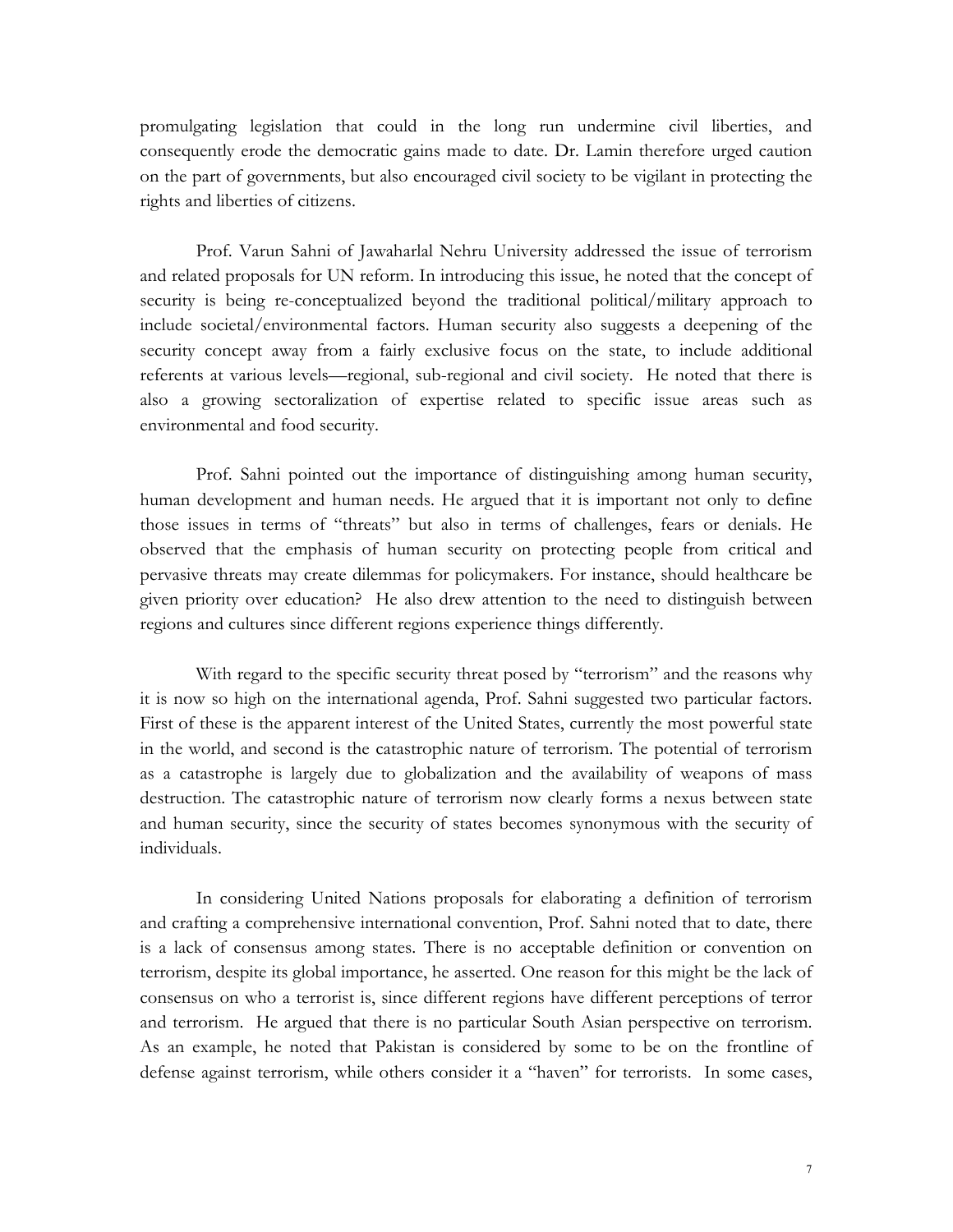promulgating legislation that could in the long run undermine civil liberties, and consequently erode the democratic gains made to date. Dr. Lamin therefore urged caution on the part of governments, but also encouraged civil society to be vigilant in protecting the rights and liberties of citizens.

Prof. Varun Sahni of Jawaharlal Nehru University addressed the issue of terrorism and related proposals for UN reform. In introducing this issue, he noted that the concept of security is being re-conceptualized beyond the traditional political/military approach to include societal/environmental factors. Human security also suggests a deepening of the security concept away from a fairly exclusive focus on the state, to include additional referents at various levels—regional, sub-regional and civil society. He noted that there is also a growing sectoralization of expertise related to specific issue areas such as environmental and food security.

Prof. Sahni pointed out the importance of distinguishing among human security, human development and human needs. He argued that it is important not only to define those issues in terms of "threats" but also in terms of challenges, fears or denials. He observed that the emphasis of human security on protecting people from critical and pervasive threats may create dilemmas for policymakers. For instance, should healthcare be given priority over education? He also drew attention to the need to distinguish between regions and cultures since different regions experience things differently.

With regard to the specific security threat posed by "terrorism" and the reasons why it is now so high on the international agenda, Prof. Sahni suggested two particular factors. First of these is the apparent interest of the United States, currently the most powerful state in the world, and second is the catastrophic nature of terrorism. The potential of terrorism as a catastrophe is largely due to globalization and the availability of weapons of mass destruction. The catastrophic nature of terrorism now clearly forms a nexus between state and human security, since the security of states becomes synonymous with the security of individuals.

In considering United Nations proposals for elaborating a definition of terrorism and crafting a comprehensive international convention, Prof. Sahni noted that to date, there is a lack of consensus among states. There is no acceptable definition or convention on terrorism, despite its global importance, he asserted. One reason for this might be the lack of consensus on who a terrorist is, since different regions have different perceptions of terror and terrorism. He argued that there is no particular South Asian perspective on terrorism. As an example, he noted that Pakistan is considered by some to be on the frontline of defense against terrorism, while others consider it a "haven" for terrorists. In some cases,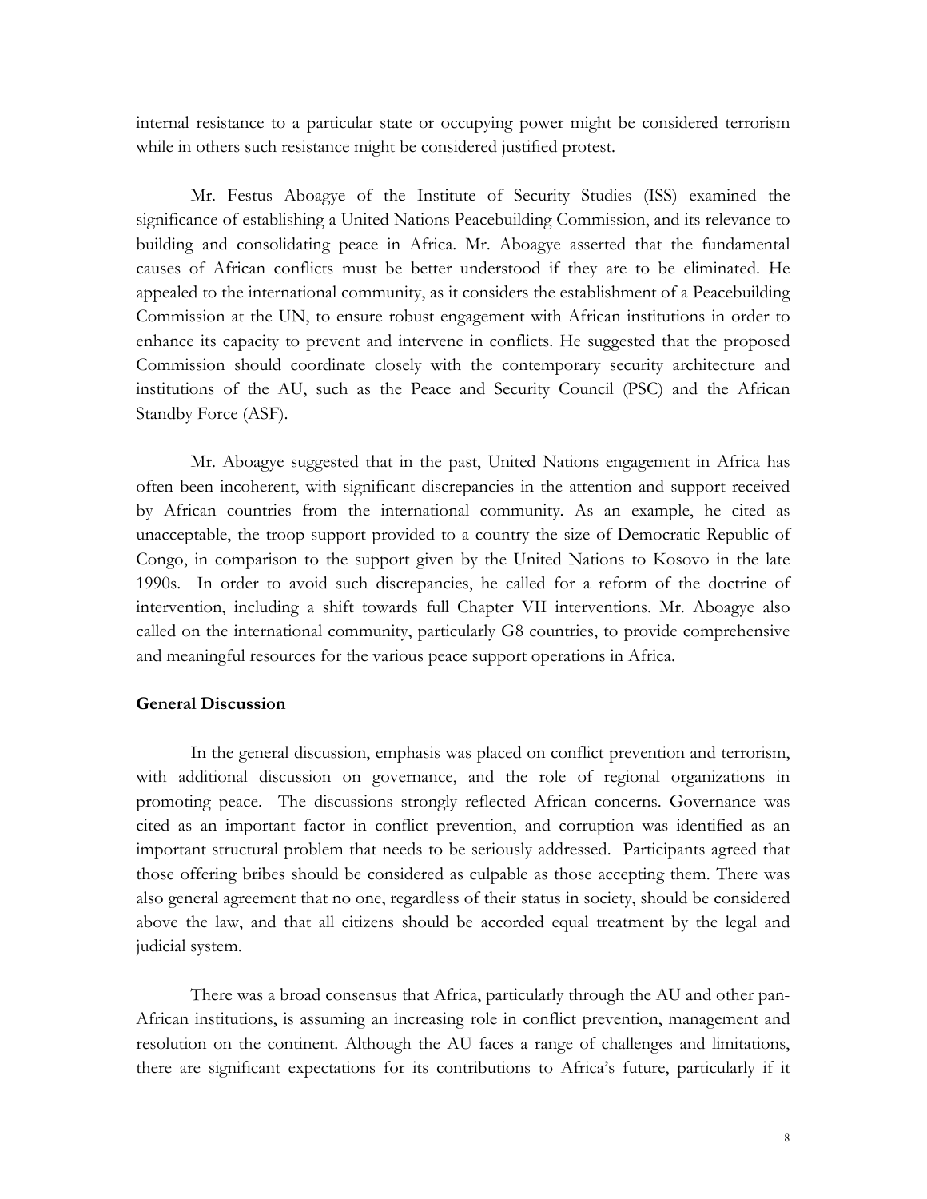internal resistance to a particular state or occupying power might be considered terrorism while in others such resistance might be considered justified protest.

Mr. Festus Aboagye of the Institute of Security Studies (ISS) examined the significance of establishing a United Nations Peacebuilding Commission, and its relevance to building and consolidating peace in Africa. Mr. Aboagye asserted that the fundamental causes of African conflicts must be better understood if they are to be eliminated. He appealed to the international community, as it considers the establishment of a Peacebuilding Commission at the UN, to ensure robust engagement with African institutions in order to enhance its capacity to prevent and intervene in conflicts. He suggested that the proposed Commission should coordinate closely with the contemporary security architecture and institutions of the AU, such as the Peace and Security Council (PSC) and the African Standby Force (ASF).

Mr. Aboagye suggested that in the past, United Nations engagement in Africa has often been incoherent, with significant discrepancies in the attention and support received by African countries from the international community. As an example, he cited as unacceptable, the troop support provided to a country the size of Democratic Republic of Congo, in comparison to the support given by the United Nations to Kosovo in the late 1990s. In order to avoid such discrepancies, he called for a reform of the doctrine of intervention, including a shift towards full Chapter VII interventions. Mr. Aboagye also called on the international community, particularly G8 countries, to provide comprehensive and meaningful resources for the various peace support operations in Africa.

**General Discussion**

In the general discussion, emphasis was placed on conflict prevention and terrorism, with additional discussion on governance, and the role of regional organizations in promoting peace. The discussions strongly reflected African concerns. Governance was cited as an important factor in conflict prevention, and corruption was identified as an important structural problem that needs to be seriously addressed. Participants agreed that those offering bribes should be considered as culpable as those accepting them. There was also general agreement that no one, regardless of their status in society, should be considered above the law, and that all citizens should be accorded equal treatment by the legal and judicial system.

There was a broad consensus that Africa, particularly through the AU and other pan-African institutions, is assuming an increasing role in conflict prevention, management and resolution on the continent. Although the AU faces a range of challenges and limitations, there are significant expectations for its contributions to Africa's future, particularly if it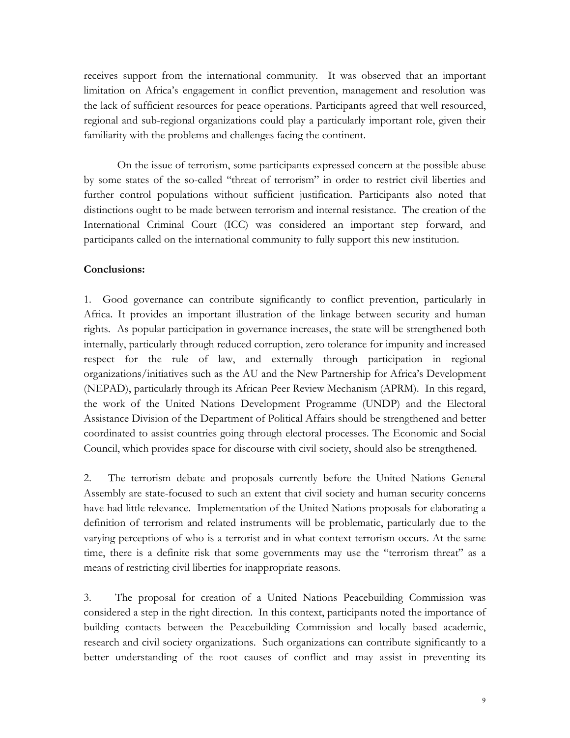receives support from the international community. It was observed that an important limitation on Africa's engagement in conflict prevention, management and resolution was the lack of sufficient resources for peace operations. Participants agreed that well resourced, regional and sub-regional organizations could play a particularly important role, given their familiarity with the problems and challenges facing the continent.

On the issue of terrorism, some participants expressed concern at the possible abuse by some states of the so-called "threat of terrorism" in order to restrict civil liberties and further control populations without sufficient justification. Participants also noted that distinctions ought to be made between terrorism and internal resistance. The creation of the International Criminal Court (ICC) was considered an important step forward, and participants called on the international community to fully support this new institution.

**Conclusions:**

1. Good governance can contribute significantly to conflict prevention, particularly in Africa. It provides an important illustration of the linkage between security and human rights. As popular participation in governance increases, the state will be strengthened both internally, particularly through reduced corruption, zero tolerance for impunity and increased respect for the rule of law, and externally through participation in regional organizations/initiatives such as the AU and the New Partnership for Africa's Development (NEPAD), particularly through its African Peer Review Mechanism (APRM). In this regard, the work of the United Nations Development Programme (UNDP) and the Electoral Assistance Division of the Department of Political Affairs should be strengthened and better coordinated to assist countries going through electoral processes. The Economic and Social Council, which provides space for discourse with civil society, should also be strengthened.

2. The terrorism debate and proposals currently before the United Nations General Assembly are state-focused to such an extent that civil society and human security concerns have had little relevance. Implementation of the United Nations proposals for elaborating a definition of terrorism and related instruments will be problematic, particularly due to the varying perceptions of who is a terrorist and in what context terrorism occurs. At the same time, there is a definite risk that some governments may use the "terrorism threat" as a means of restricting civil liberties for inappropriate reasons.

3. The proposal for creation of a United Nations Peacebuilding Commission was considered a step in the right direction. In this context, participants noted the importance of building contacts between the Peacebuilding Commission and locally based academic, research and civil society organizations. Such organizations can contribute significantly to a better understanding of the root causes of conflict and may assist in preventing its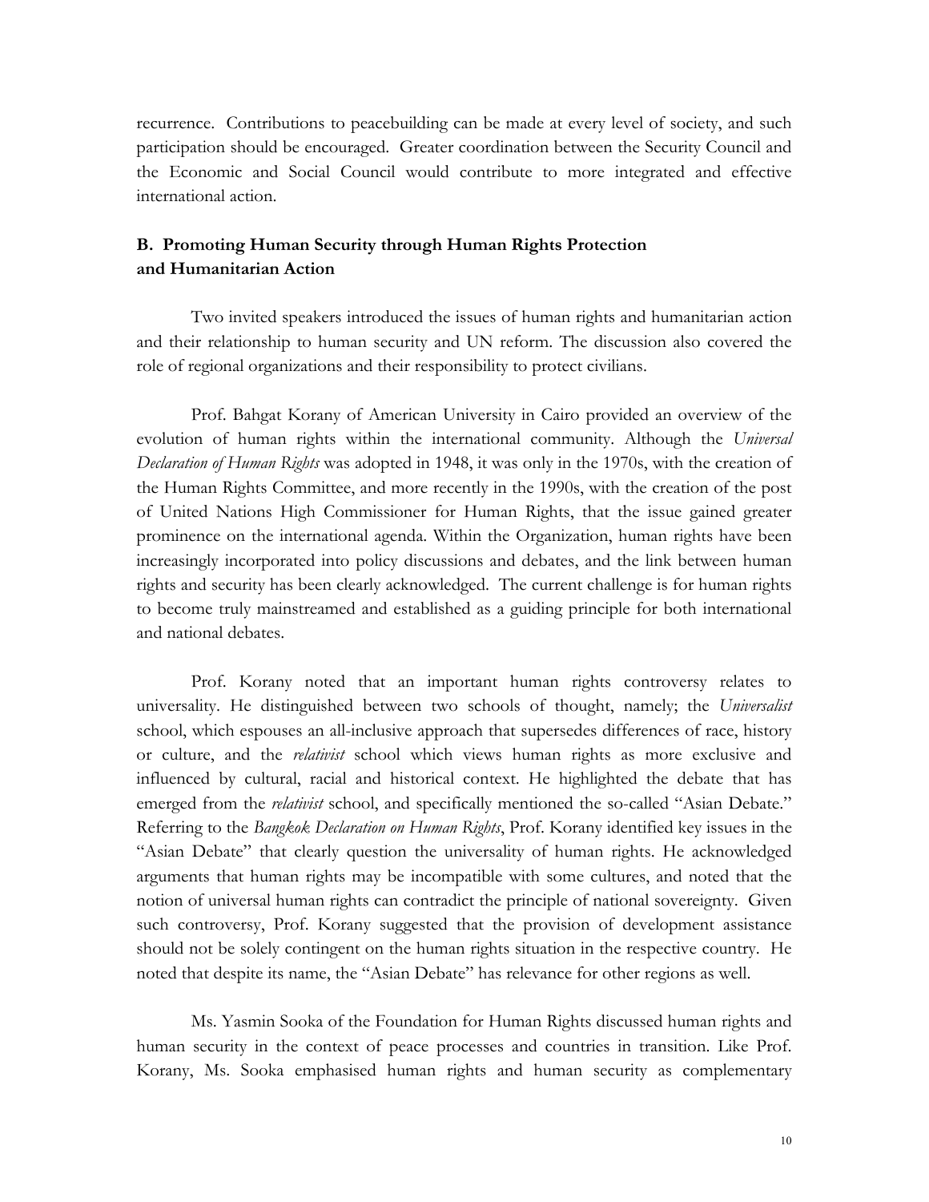recurrence. Contributions to peacebuilding can be made at every level of society, and such participation should be encouraged. Greater coordination between the Security Council and the Economic and Social Council would contribute to more integrated and effective international action.

## B. Promoting Human Security through Human Rights Protection and Humanitarian Action

Two invited speakers introduced the issues of human rights and humanitarian action and their relationship to human security and UN reform. The discussion also covered the role of regional organizations and their responsibility to protect civilians.

Prof. Bahgat Korany of American University in Cairo provided an overview of the evolution of human rights within the international community. Although the *Universal Declaration of Human Rights* was adopted in 1948, it was only in the 1970s, with the creation of the Human Rights Committee, and more recently in the 1990s, with the creation of the post of United Nations High Commissioner for Human Rights, that the issue gained greater prominence on the international agenda. Within the Organization, human rights have been increasingly incorporated into policy discussions and debates, and the link between human rights and security has been clearly acknowledged. The current challenge is for human rights to become truly mainstreamed and established as a guiding principle for both international and national debates.

Prof. Korany noted that an important human rights controversy relates to universality. He distinguished between two schools of thought, namely; the *Universalist* school, which espouses an all-inclusive approach that supersedes differences of race, history or culture, and the *relativist* school which views human rights as more exclusive and influenced by cultural, racial and historical context. He highlighted the debate that has emerged from the *relativist* school, and specifically mentioned the so-called "Asian Debate." Referring to the *Bangkok Declaration on Human Rights*, Prof. Korany identified key issues in the "Asian Debate" that clearly question the universality of human rights. He acknowledged arguments that human rights may be incompatible with some cultures, and noted that the notion of universal human rights can contradict the principle of national sovereignty. Given such controversy, Prof. Korany suggested that the provision of development assistance should not be solely contingent on the human rights situation in the respective country. He noted that despite its name, the "Asian Debate" has relevance for other regions as well.

Ms. Yasmin Sooka of the Foundation for Human Rights discussed human rights and human security in the context of peace processes and countries in transition. Like Prof. Korany, Ms. Sooka emphasised human rights and human security as complementary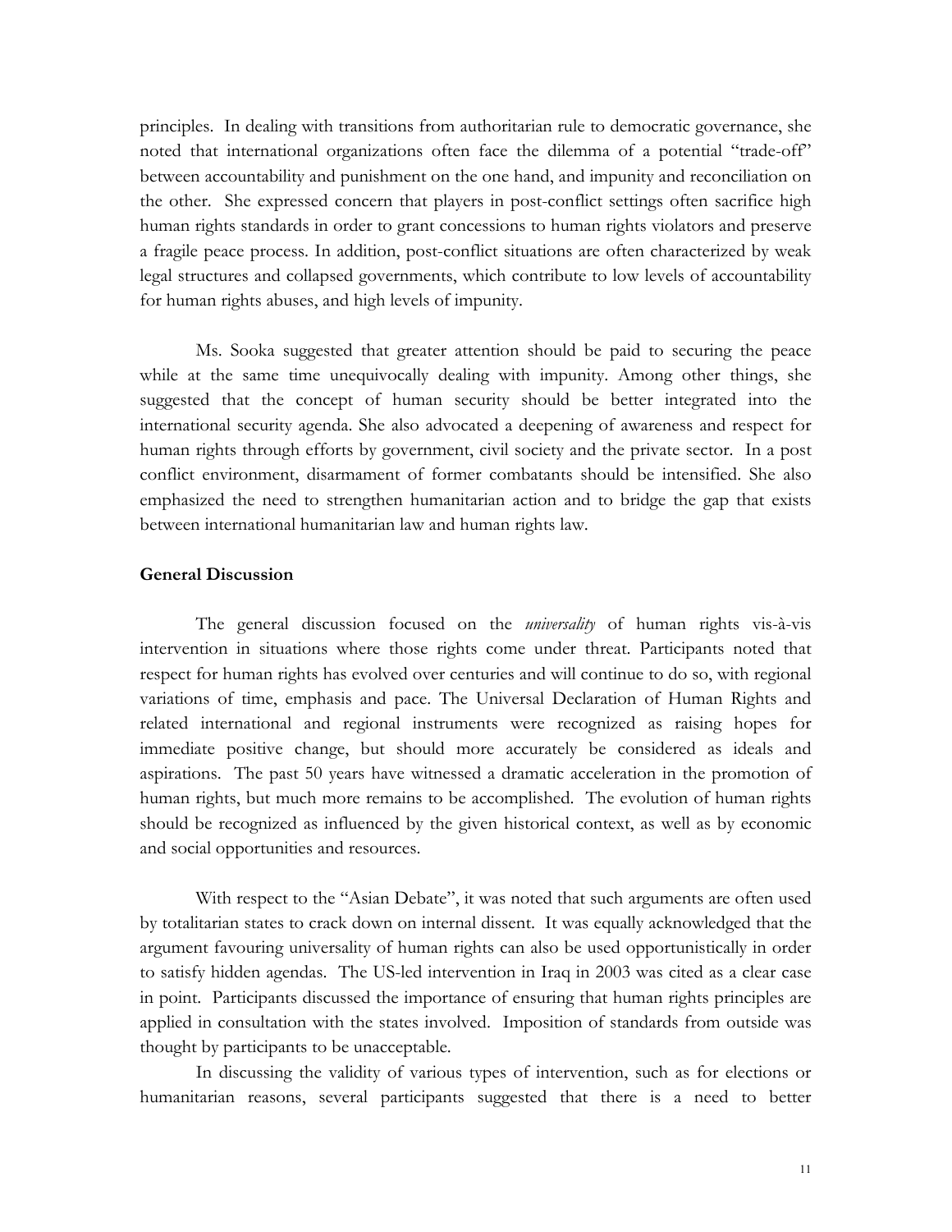principles. In dealing with transitions from authoritarian rule to democratic governance, she noted that international organizations often face the dilemma of a potential "trade-off" between accountability and punishment on the one hand, and impunity and reconciliation on the other. She expressed concern that players in post-conflict settings often sacrifice high human rights standards in order to grant concessions to human rights violators and preserve a fragile peace process. In addition, post-conflict situations are often characterized by weak legal structures and collapsed governments, which contribute to low levels of accountability for human rights abuses, and high levels of impunity.

Ms. Sooka suggested that greater attention should be paid to securing the peace while at the same time unequivocally dealing with impunity. Among other things, she suggested that the concept of human security should be better integrated into the international security agenda. She also advocated a deepening of awareness and respect for human rights through efforts by government, civil society and the private sector. In a post conflict environment, disarmament of former combatants should be intensified. She also emphasized the need to strengthen humanitarian action and to bridge the gap that exists between international humanitarian law and human rights law.

**General Discussion**

The general discussion focused on the *universality* of human rights vis-à-vis intervention in situations where those rights come under threat. Participants noted that respect for human rights has evolved over centuries and will continue to do so, with regional variations of time, emphasis and pace. The Universal Declaration of Human Rights and related international and regional instruments were recognized as raising hopes for immediate positive change, but should more accurately be considered as ideals and aspirations. The past 50 years have witnessed a dramatic acceleration in the promotion of human rights, but much more remains to be accomplished. The evolution of human rights should be recognized as influenced by the given historical context, as well as by economic and social opportunities and resources.

With respect to the "Asian Debate", it was noted that such arguments are often used by totalitarian states to crack down on internal dissent. It was equally acknowledged that the argument favouring universality of human rights can also be used opportunistically in order to satisfy hidden agendas. The US-led intervention in Iraq in 2003 was cited as a clear case in point. Participants discussed the importance of ensuring that human rights principles are applied in consultation with the states involved. Imposition of standards from outside was thought by participants to be unacceptable.

In discussing the validity of various types of intervention, such as for elections or humanitarian reasons, several participants suggested that there is a need to better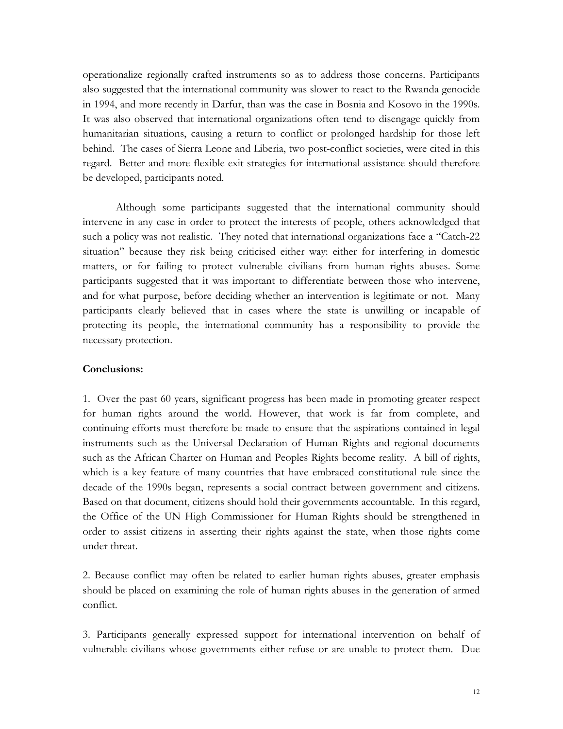operationalize regionally crafted instruments so as to address those concerns. Participants also suggested that the international community was slower to react to the Rwanda genocide in 1994, and more recently in Darfur, than was the case in Bosnia and Kosovo in the 1990s. It was also observed that international organizations often tend to disengage quickly from humanitarian situations, causing a return to conflict or prolonged hardship for those left behind. The cases of Sierra Leone and Liberia, two post-conflict societies, were cited in this regard. Better and more flexible exit strategies for international assistance should therefore be developed, participants noted.

Although some participants suggested that the international community should intervene in any case in order to protect the interests of people, others acknowledged that such a policy was not realistic. They noted that international organizations face a "Catch-22 situation" because they risk being criticised either way: either for interfering in domestic matters, or for failing to protect vulnerable civilians from human rights abuses. Some participants suggested that it was important to differentiate between those who intervene, and for what purpose, before deciding whether an intervention is legitimate or not. Many participants clearly believed that in cases where the state is unwilling or incapable of protecting its people, the international community has a responsibility to provide the necessary protection.

**Conclusions:**

1. Over the past 60 years, significant progress has been made in promoting greater respect for human rights around the world. However, that work is far from complete, and continuing efforts must therefore be made to ensure that the aspirations contained in legal instruments such as the Universal Declaration of Human Rights and regional documents such as the African Charter on Human and Peoples Rights become reality. A bill of rights, which is a key feature of many countries that have embraced constitutional rule since the decade of the 1990s began, represents a social contract between government and citizens. Based on that document, citizens should hold their governments accountable. In this regard, the Office of the UN High Commissioner for Human Rights should be strengthened in order to assist citizens in asserting their rights against the state, when those rights come under threat.

2. Because conflict may often be related to earlier human rights abuses, greater emphasis should be placed on examining the role of human rights abuses in the generation of armed conflict.

3. Participants generally expressed support for international intervention on behalf of vulnerable civilians whose governments either refuse or are unable to protect them. Due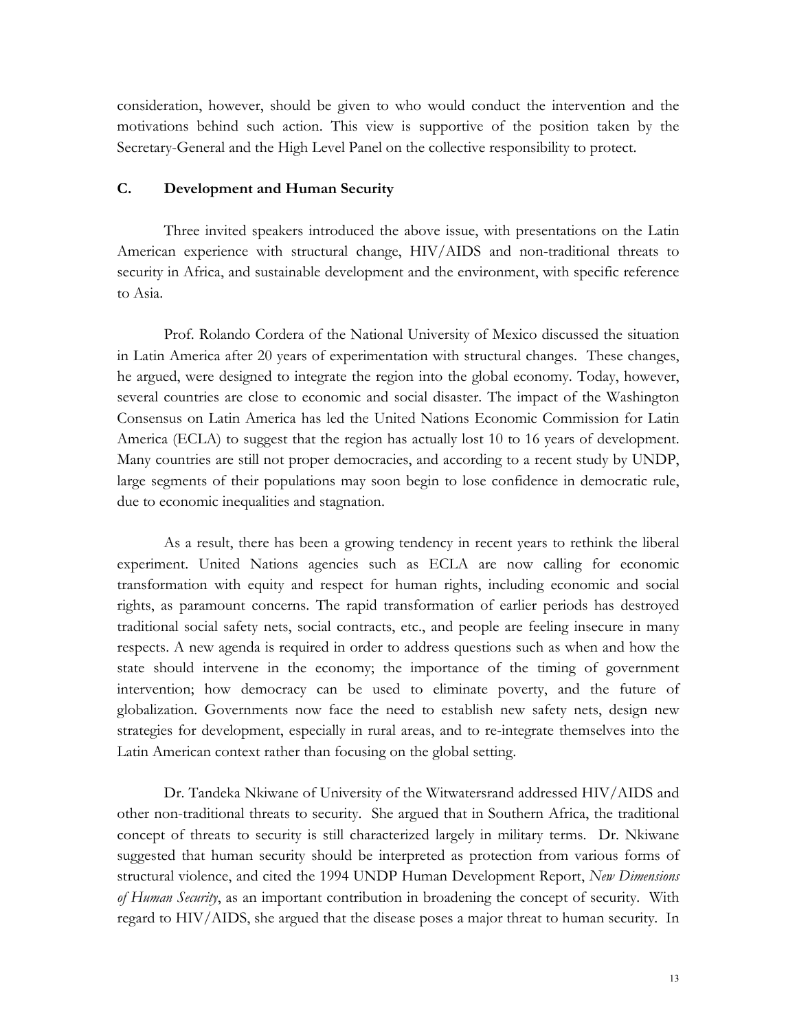consideration, however, should be given to who would conduct the intervention and the motivations behind such action. This view is supportive of the position taken by the Secretary-General and the High Level Panel on the collective responsibility to protect.

### C. Development and Human Security

Three invited speakers introduced the above issue, with presentations on the Latin American experience with structural change, HIV/AIDS and non-traditional threats to security in Africa, and sustainable development and the environment, with specific reference to Asia.

Prof. Rolando Cordera of the National University of Mexico discussed the situation in Latin America after 20 years of experimentation with structural changes. These changes, he argued, were designed to integrate the region into the global economy. Today, however, several countries are close to economic and social disaster. The impact of the Washington Consensus on Latin America has led the United Nations Economic Commission for Latin America (ECLA) to suggest that the region has actually lost 10 to 16 years of development. Many countries are still not proper democracies, and according to a recent study by UNDP, large segments of their populations may soon begin to lose confidence in democratic rule, due to economic inequalities and stagnation.

As a result, there has been a growing tendency in recent years to rethink the liberal experiment. United Nations agencies such as ECLA are now calling for economic transformation with equity and respect for human rights, including economic and social rights, as paramount concerns. The rapid transformation of earlier periods has destroyed traditional social safety nets, social contracts, etc., and people are feeling insecure in many respects. A new agenda is required in order to address questions such as when and how the state should intervene in the economy; the importance of the timing of government intervention; how democracy can be used to eliminate poverty, and the future of globalization. Governments now face the need to establish new safety nets, design new strategies for development, especially in rural areas, and to re-integrate themselves into the Latin American context rather than focusing on the global setting.

Dr. Tandeka Nkiwane of University of the Witwatersrand addressed HIV/AIDS and other non-traditional threats to security. She argued that in Southern Africa, the traditional concept of threats to security is still characterized largely in military terms. Dr. Nkiwane suggested that human security should be interpreted as protection from various forms of structural violence, and cited the 1994 UNDP Human Development Report, *New Dimensions of Human Security*, as an important contribution in broadening the concept of security. With regard to HIV/AIDS, she argued that the disease poses a major threat to human security. In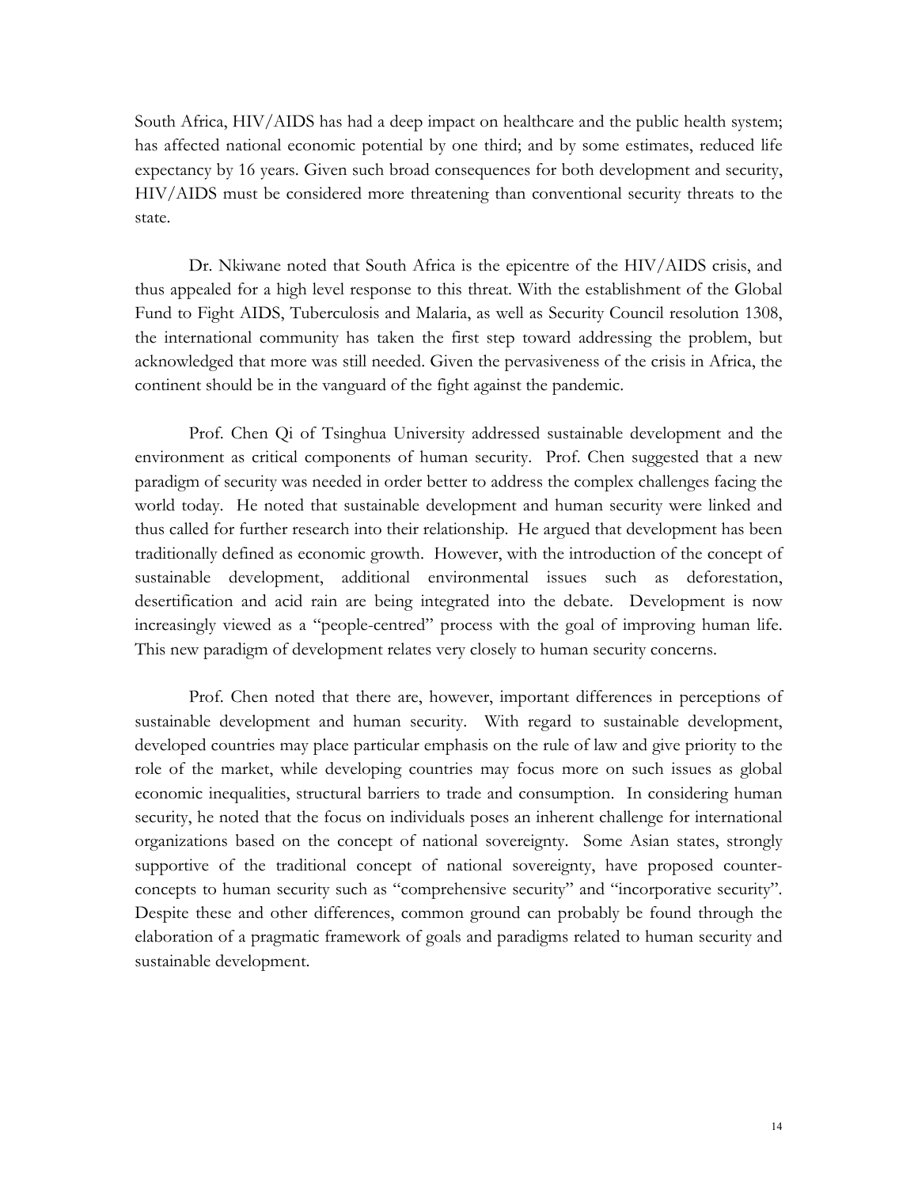South Africa, HIV/AIDS has had a deep impact on healthcare and the public health system; has affected national economic potential by one third; and by some estimates, reduced life expectancy by 16 years. Given such broad consequences for both development and security, HIV/AIDS must be considered more threatening than conventional security threats to the state.

Dr. Nkiwane noted that South Africa is the epicentre of the HIV/AIDS crisis, and thus appealed for a high level response to this threat. With the establishment of the Global Fund to Fight AIDS, Tuberculosis and Malaria, as well as Security Council resolution 1308, the international community has taken the first step toward addressing the problem, but acknowledged that more was still needed. Given the pervasiveness of the crisis in Africa, the continent should be in the vanguard of the fight against the pandemic.

Prof. Chen Qi of Tsinghua University addressed sustainable development and the environment as critical components of human security. Prof. Chen suggested that a new paradigm of security was needed in order better to address the complex challenges facing the world today. He noted that sustainable development and human security were linked and thus called for further research into their relationship. He argued that development has been traditionally defined as economic growth. However, with the introduction of the concept of sustainable development, additional environmental issues such as deforestation, desertification and acid rain are being integrated into the debate. Development is now increasingly viewed as a "people-centred" process with the goal of improving human life. This new paradigm of development relates very closely to human security concerns.

Prof. Chen noted that there are, however, important differences in perceptions of sustainable development and human security. With regard to sustainable development, developed countries may place particular emphasis on the rule of law and give priority to the role of the market, while developing countries may focus more on such issues as global economic inequalities, structural barriers to trade and consumption. In considering human security, he noted that the focus on individuals poses an inherent challenge for international organizations based on the concept of national sovereignty. Some Asian states, strongly supportive of the traditional concept of national sovereignty, have proposed counter-concepts to human security such as "comprehensive security" and "incorporative security". Despite these and other differences, common ground can probably be found through the elaboration of a pragmatic framework of goals and paradigms related to human security and sustainable development.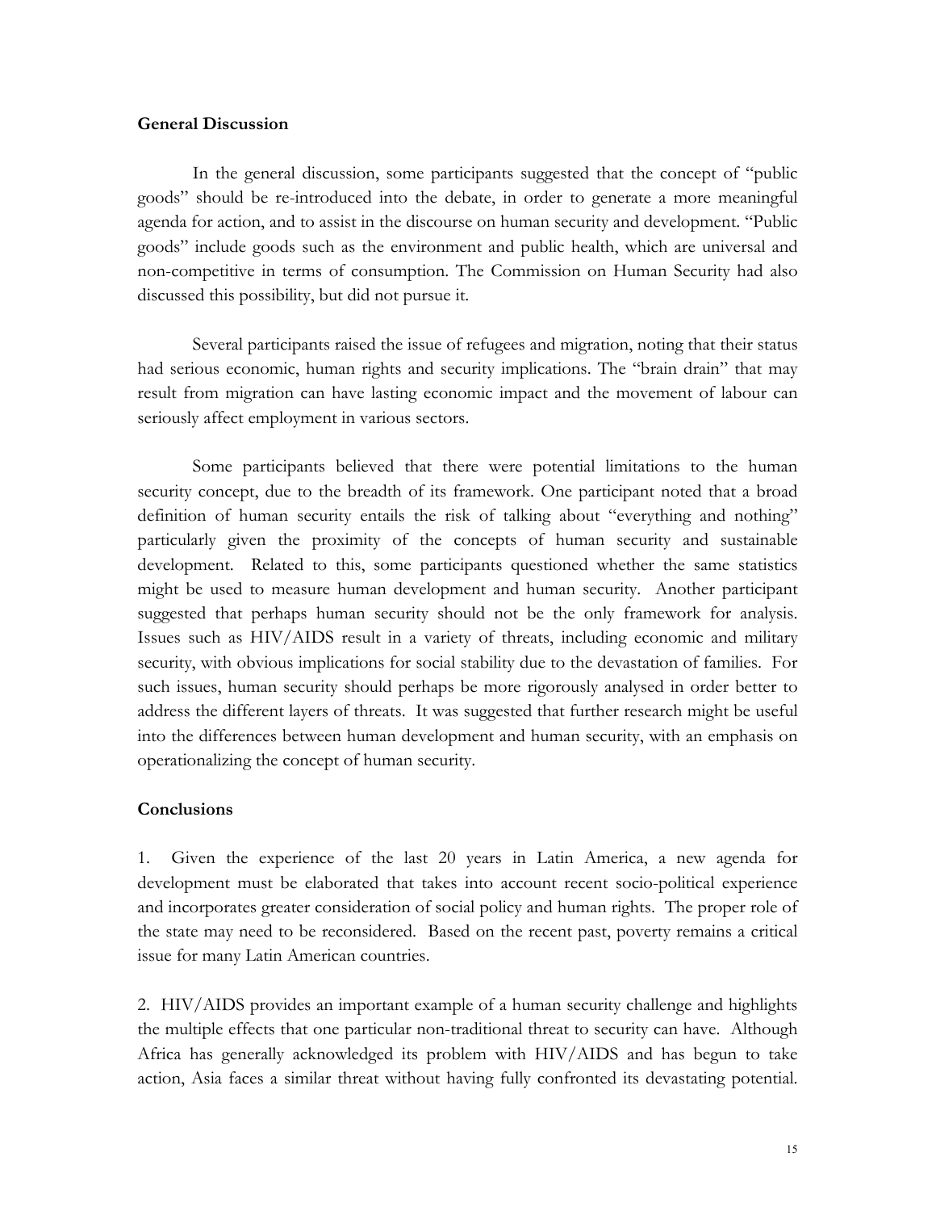### General Discussion

In the general discussion, some participants suggested that the concept of "public goods" should be re-introduced into the debate, in order to generate a more meaningful agenda for action, and to assist in the discourse on human security and development. "Public goods" include goods such as the environment and public health, which are universal and non-competitive in terms of consumption. The Commission on Human Security had also discussed this possibility, but did not pursue it.

Several participants raised the issue of refugees and migration, noting that their status had serious economic, human rights and security implications. The "brain drain" that may result from migration can have lasting economic impact and the movement of labour can seriously affect employment in various sectors.

Some participants believed that there were potential limitations to the human security concept, due to the breadth of its framework. One participant noted that a broad definition of human security entails the risk of talking about "everything and nothing" particularly given the proximity of the concepts of human security and sustainable development. Related to this, some participants questioned whether the same statistics might be used to measure human development and human security. Another participant suggested that perhaps human security should not be the only framework for analysis. Issues such as HIV/AIDS result in a variety of threats, including economic and military security, with obvious implications for social stability due to the devastation of families. For such issues, human security should perhaps be more rigorously analysed in order better to address the different layers of threats. It was suggested that further research might be useful into the differences between human development and human security, with an emphasis on operationalizing the concept of human security.

### Conclusions

1. Given the experience of the last 20 years in Latin America, a new agenda for development must be elaborated that takes into account recent socio-political experience and incorporates greater consideration of social policy and human rights. The proper role of the state may need to be reconsidered. Based on the recent past, poverty remains a critical issue for many Latin American countries.

2. HIV/AIDS provides an important example of a human security challenge and highlights the multiple effects that one particular non-traditional threat to security can have. Although Africa has generally acknowledged its problem with HIV/AIDS and has begun to take action, Asia faces a similar threat without having fully confronted its devastating potential.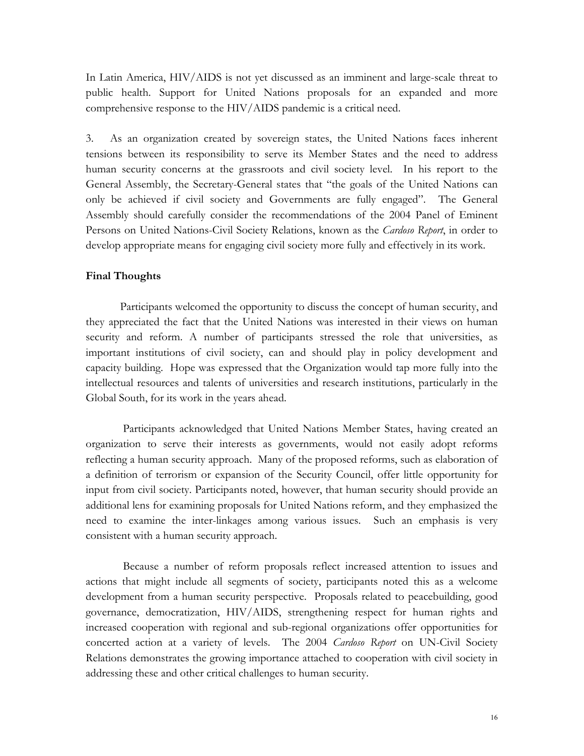In Latin America, HIV/AIDS is not yet discussed as an imminent and large-scale threat to public health. Support for United Nations proposals for an expanded and more comprehensive response to the HIV/AIDS pandemic is a critical need.

3. As an organization created by sovereign states, the United Nations faces inherent tensions between its responsibility to serve its Member States and the need to address human security concerns at the grassroots and civil society level. In his report to the General Assembly, the Secretary-General states that "the goals of the United Nations can only be achieved if civil society and Governments are fully engaged". The General Assembly should carefully consider the recommendations of the 2004 Panel of Eminent Persons on United Nations-Civil Society Relations, known as the *Cardoso Report*, in order to develop appropriate means for engaging civil society more fully and effectively in its work.

**Final Thoughts**

Participants welcomed the opportunity to discuss the concept of human security, and they appreciated the fact that the United Nations was interested in their views on human security and reform. A number of participants stressed the role that universities, as important institutions of civil society, can and should play in policy development and capacity building. Hope was expressed that the Organization would tap more fully into the intellectual resources and talents of universities and research institutions, particularly in the Global South, for its work in the years ahead.

Participants acknowledged that United Nations Member States, having created an organization to serve their interests as governments, would not easily adopt reforms reflecting a human security approach. Many of the proposed reforms, such as elaboration of a definition of terrorism or expansion of the Security Council, offer little opportunity for input from civil society. Participants noted, however, that human security should provide an additional lens for examining proposals for United Nations reform, and they emphasized the need to examine the inter-linkages among various issues. Such an emphasis is very consistent with a human security approach.

Because a number of reform proposals reflect increased attention to issues and actions that might include all segments of society, participants noted this as a welcome development from a human security perspective. Proposals related to peacebuilding, good governance, democratization, HIV/AIDS, strengthening respect for human rights and increased cooperation with regional and sub-regional organizations offer opportunities for concerted action at a variety of levels. The 2004 *Cardoso Report* on UN-Civil Society Relations demonstrates the growing importance attached to cooperation with civil society in addressing these and other critical challenges to human security.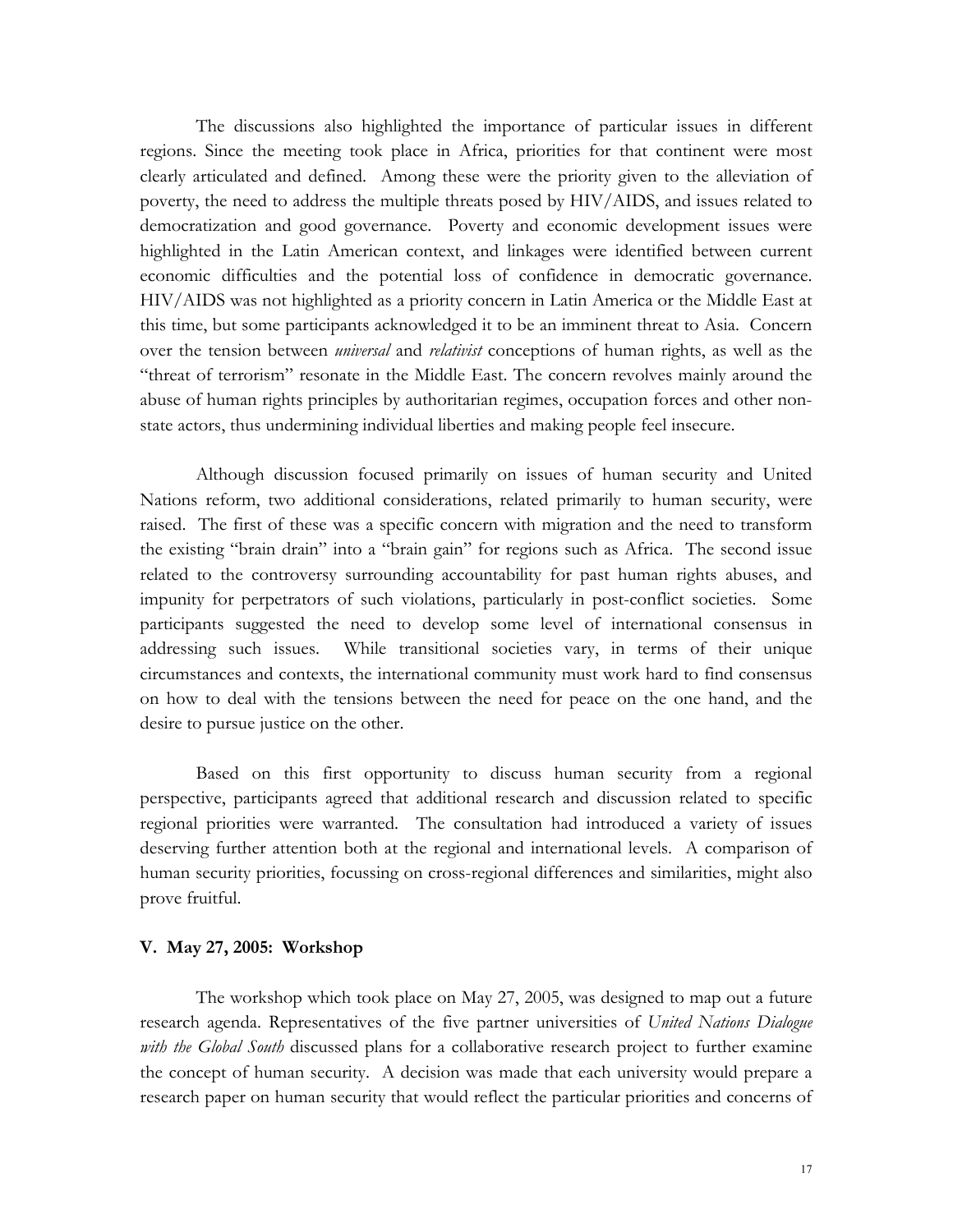The discussions also highlighted the importance of particular issues in different regions. Since the meeting took place in Africa, priorities for that continent were most clearly articulated and defined. Among these were the priority given to the alleviation of poverty, the need to address the multiple threats posed by HIV/AIDS, and issues related to democratization and good governance. Poverty and economic development issues were highlighted in the Latin American context, and linkages were identified between current economic difficulties and the potential loss of confidence in democratic governance. HIV/AIDS was not highlighted as a priority concern in Latin America or the Middle East at this time, but some participants acknowledged it to be an imminent threat to Asia. Concern over the tension between *universal* and *relativist* conceptions of human rights, as well as the "threat of terrorism" resonate in the Middle East. The concern revolves mainly around the abuse of human rights principles by authoritarian regimes, occupation forces and other non-state actors, thus undermining individual liberties and making people feel insecure.

Although discussion focused primarily on issues of human security and United Nations reform, two additional considerations, related primarily to human security, were raised. The first of these was a specific concern with migration and the need to transform the existing "brain drain" into a "brain gain" for regions such as Africa. The second issue related to the controversy surrounding accountability for past human rights abuses, and impunity for perpetrators of such violations, particularly in post-conflict societies. Some participants suggested the need to develop some level of international consensus in addressing such issues. While transitional societies vary, in terms of their unique circumstances and contexts, the international community must work hard to find consensus on how to deal with the tensions between the need for peace on the one hand, and the desire to pursue justice on the other.

Based on this first opportunity to discuss human security from a regional perspective, participants agreed that additional research and discussion related to specific regional priorities were warranted. The consultation had introduced a variety of issues deserving further attention both at the regional and international levels. A comparison of human security priorities, focussing on cross-regional differences and similarities, might also prove fruitful.

## V. May 27, 2005: Workshop

The workshop which took place on May 27, 2005, was designed to map out a future research agenda. Representatives of the five partner universities of *United Nations Dialogue with the Global South* discussed plans for a collaborative research project to further examine the concept of human security. A decision was made that each university would prepare a research paper on human security that would reflect the particular priorities and concerns of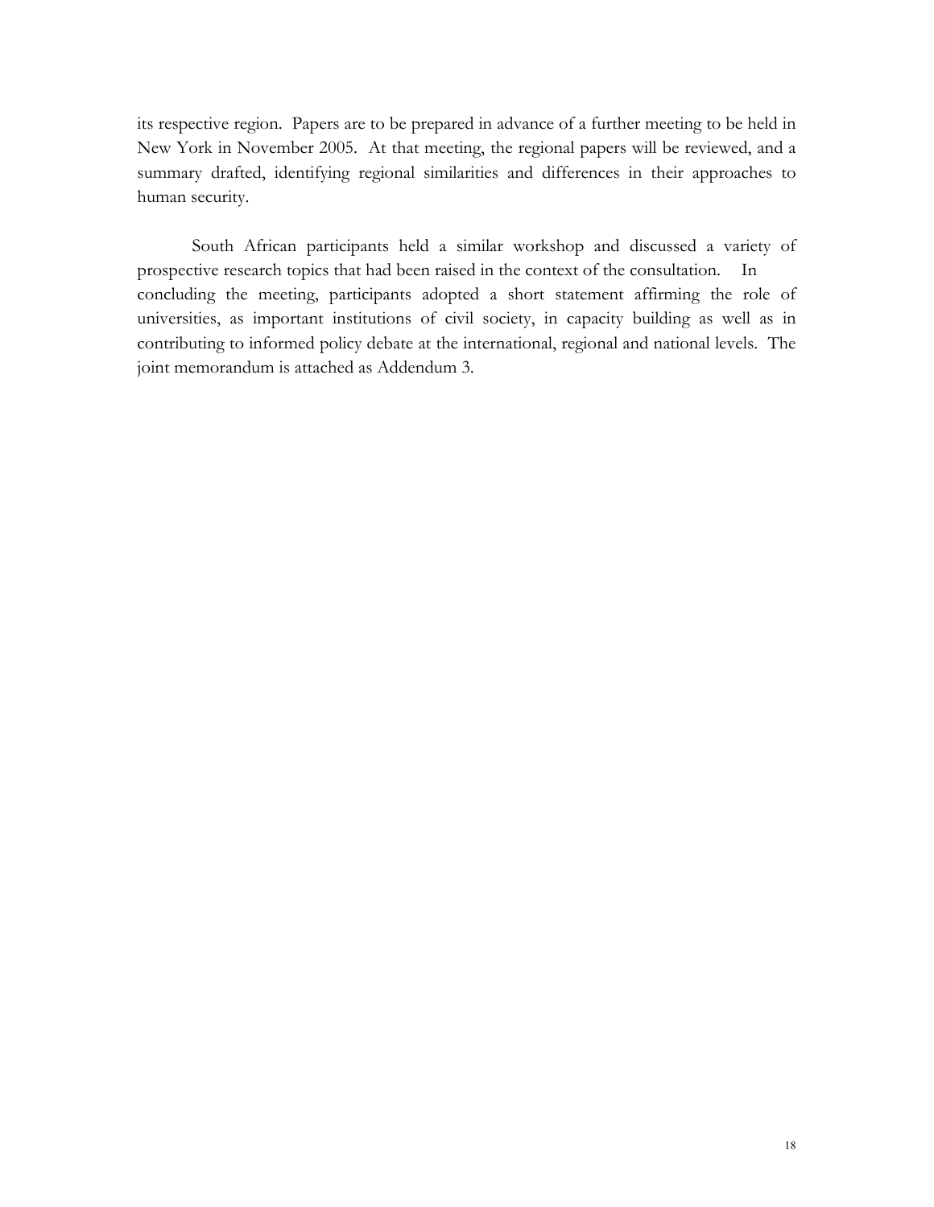its respective region. Papers are to be prepared in advance of a further meeting to be held in New York in November 2005. At that meeting, the regional papers will be reviewed, and a summary drafted, identifying regional similarities and differences in their approaches to human security.

South African participants held a similar workshop and discussed a variety of prospective research topics that had been raised in the context of the consultation. In concluding the meeting, participants adopted a short statement affirming the role of universities, as important institutions of civil society, in capacity building as well as in contributing to informed policy debate at the international, regional and national levels. The joint memorandum is attached as Addendum 3.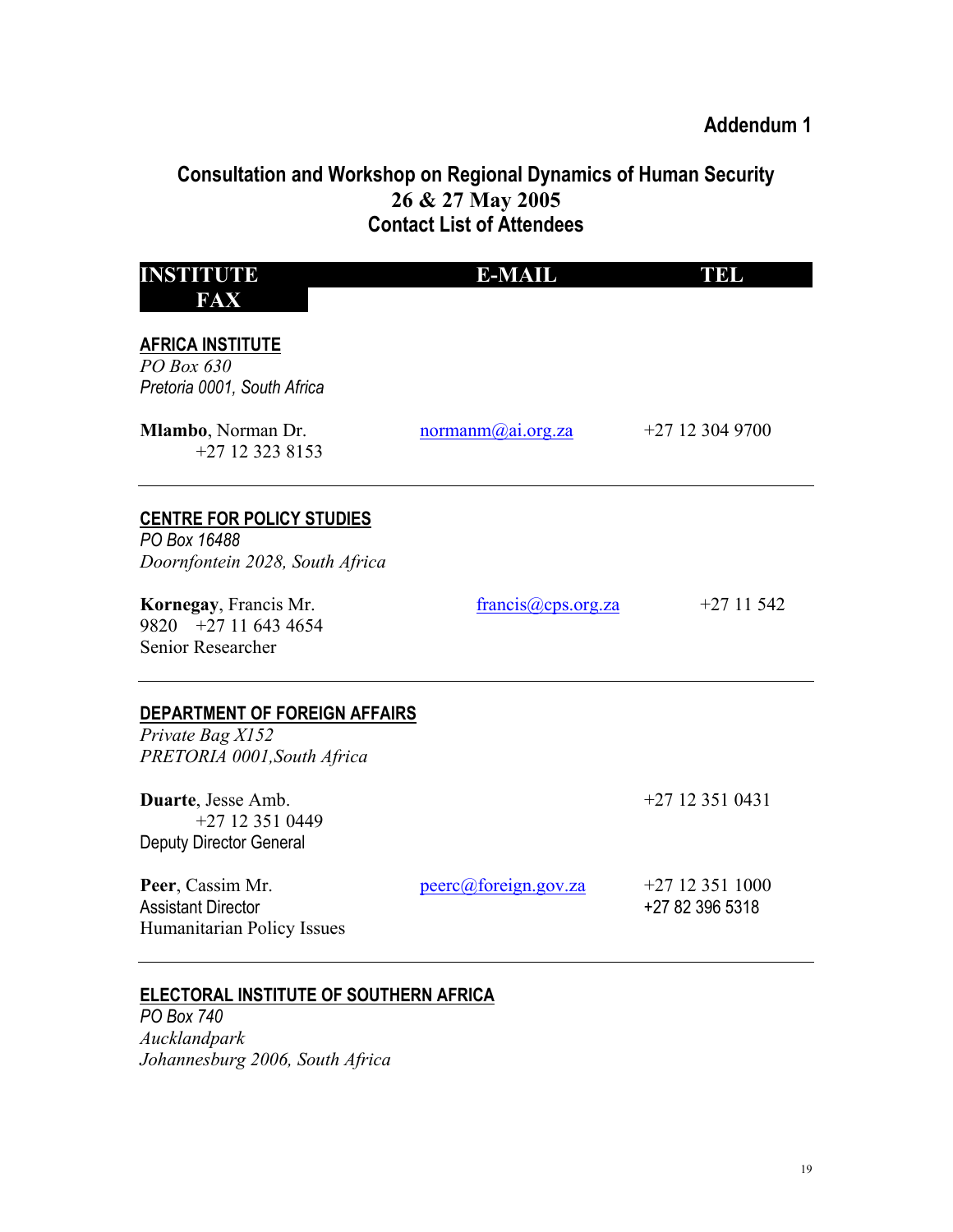**Addendum 1**

## Consultation and Workshop on Regional Dynamics of Human Security
## 26 & 27 May 2005
## Contact List of Attendees

| INSTITUTE | E-MAIL | TEL | FAX |
|---|---|---|---|

**AFRICA INSTITUTE**
*PO Box 630*
*Pretoria 0001, South Africa*

| | | | |
|---|---|---|---|
| **Mlambo**, Norman Dr. | normanm@ai.org.za | +27 12 304 9700 | +27 12 323 8153 |

---

**CENTRE FOR POLICY STUDIES**
*PO Box 16488*
*Doornfontein 2028, South Africa*

| | | | |
|---|---|---|---|
| **Kornegay**, Francis Mr.<br>Senior Researcher | francis@cps.org.za | +27 11 542 9820 | +27 11 643 4654 |

---

**DEPARTMENT OF FOREIGN AFFAIRS**
*Private Bag X152*
*PRETORIA 0001,South Africa*

| | | | |
|---|---|---|---|
| **Duarte**, Jesse Amb.<br>Deputy Director General | | +27 12 351 0431 | +27 12 351 0449 |
| **Peer**, Cassim Mr.<br>Assistant Director<br>Humanitarian Policy Issues | peerc@foreign.gov.za | +27 12 351 1000<br>+27 82 396 5318 | |

---

**ELECTORAL INSTITUTE OF SOUTHERN AFRICA**
*PO Box 740*
*Aucklandpark*
*Johannesburg 2006, South Africa*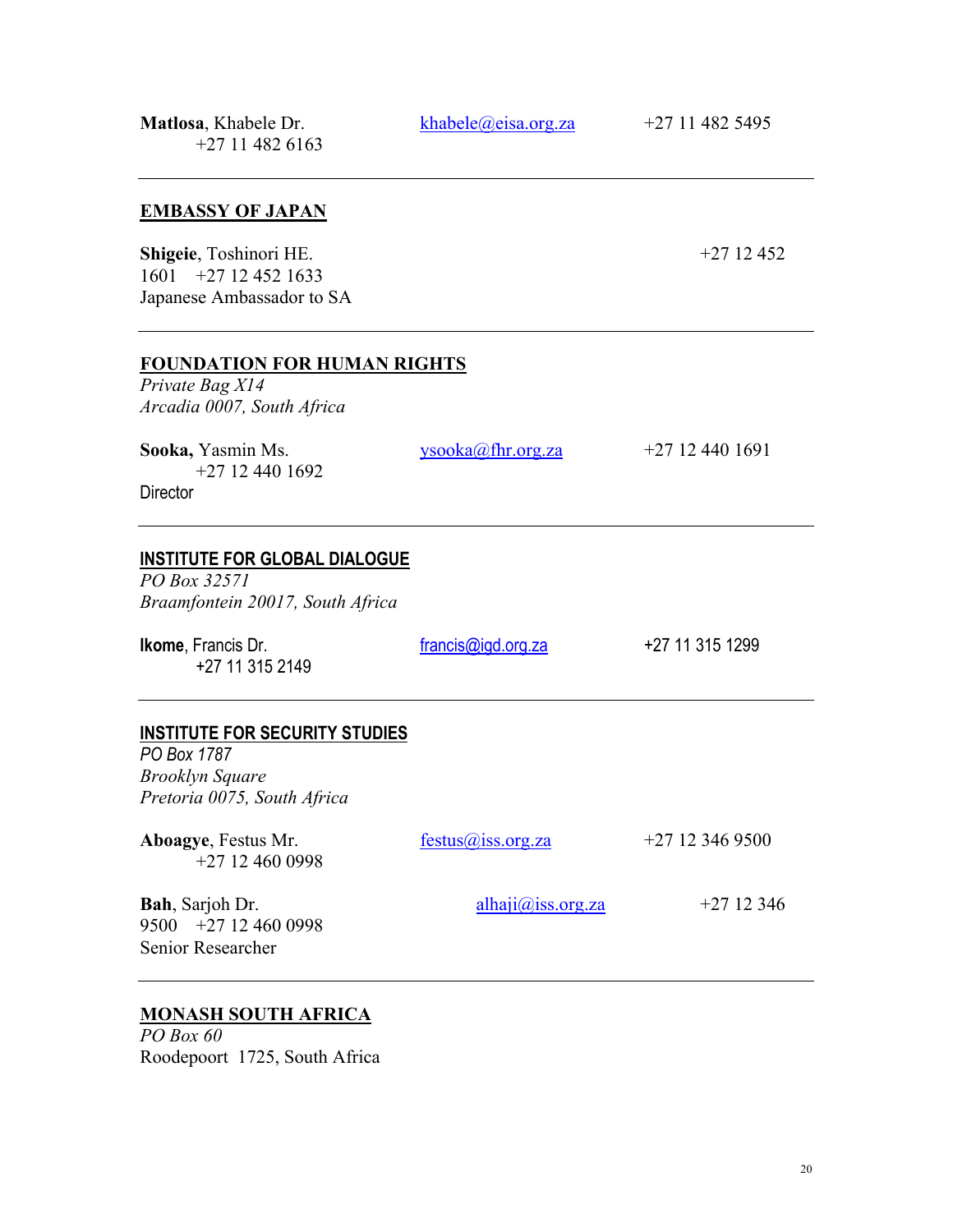**Matlosa**, Khabele Dr. khabele@eisa.org.za +27 11 482 5495
+27 11 482 6163

---

**EMBASSY OF JAPAN**

**Shigeie**, Toshinori HE. +27 12 452
1601 +27 12 452 1633
Japanese Ambassador to SA

---

**FOUNDATION FOR HUMAN RIGHTS**
*Private Bag X14*
*Arcadia 0007, South Africa*

**Sooka,** Yasmin Ms. ysooka@fhr.org.za +27 12 440 1691
+27 12 440 1692
Director

---

**INSTITUTE FOR GLOBAL DIALOGUE**
*PO Box 32571*
*Braamfontein 20017, South Africa*

**Ikome**, Francis Dr. francis@igd.org.za +27 11 315 1299
+27 11 315 2149

---

**INSTITUTE FOR SECURITY STUDIES**
*PO Box 1787*
*Brooklyn Square*
*Pretoria 0075, South Africa*

**Aboagye**, Festus Mr. festus@iss.org.za +27 12 346 9500
+27 12 460 0998

**Bah**, Sarjoh Dr. alhaji@iss.org.za +27 12 346
9500 +27 12 460 0998
Senior Researcher

---

**MONASH SOUTH AFRICA**
*PO Box 60*
Roodepoort 1725, South Africa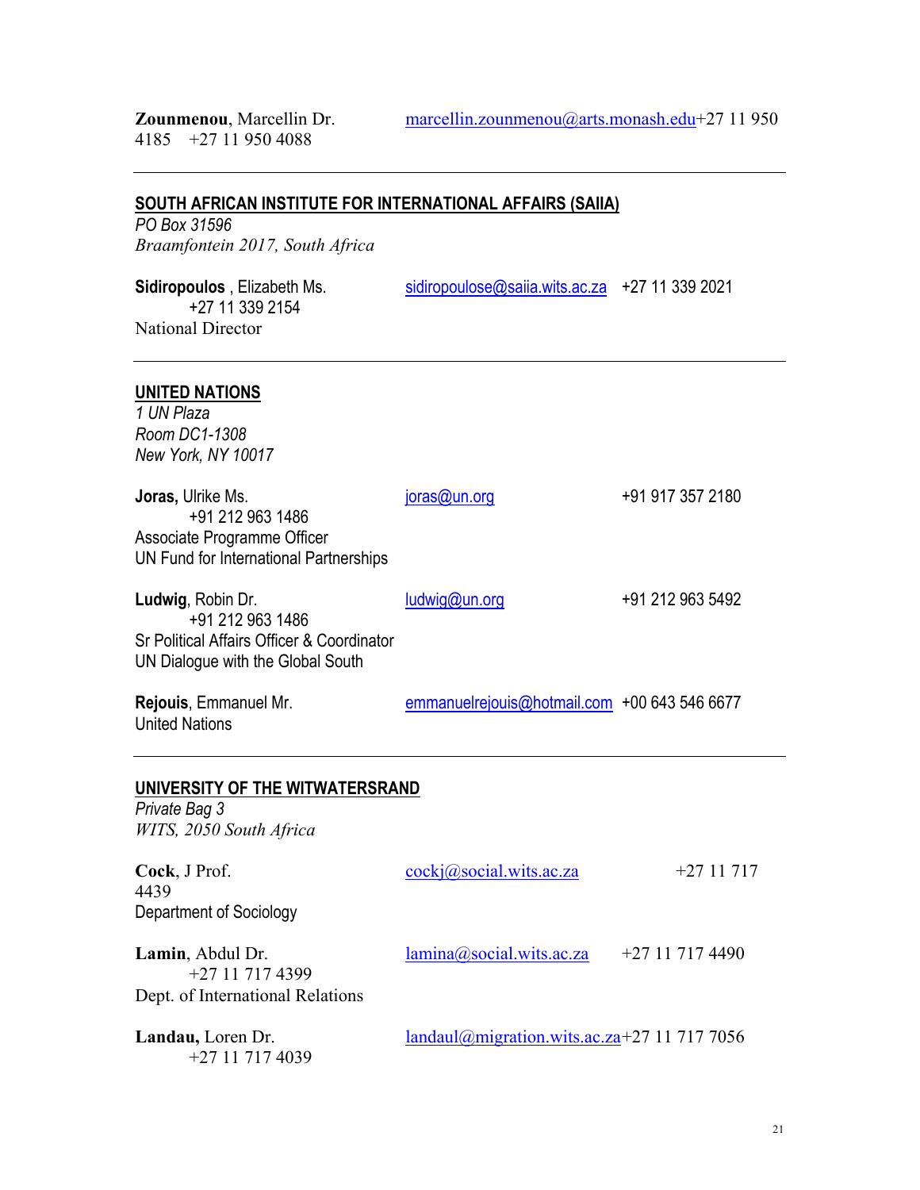**Zounmenou**, Marcellin Dr. [marcellin.zounmenou@arts.monash.edu](mailto:marcellin.zounmenou@arts.monash.edu)+27 11 950 4185 +27 11 950 4088

---

**SOUTH AFRICAN INSTITUTE FOR INTERNATIONAL AFFAIRS (SAIIA)**
*PO Box 31596*
*Braamfontein 2017, South Africa*

**Sidiropoulos** , Elizabeth Ms. [sidiropoulose@saiia.wits.ac.za](mailto:sidiropoulose@saiia.wits.ac.za) +27 11 339 2021 +27 11 339 2154
National Director

---

**UNITED NATIONS**
*1 UN Plaza*
*Room DC1-1308*
*New York, NY 10017*

**Joras,** Ulrike Ms. [joras@un.org](mailto:joras@un.org) +91 917 357 2180 +91 212 963 1486
Associate Programme Officer
UN Fund for International Partnerships

**Ludwig**, Robin Dr. [ludwig@un.org](mailto:ludwig@un.org) +91 212 963 5492 +91 212 963 1486
Sr Political Affairs Officer & Coordinator
UN Dialogue with the Global South

**Rejouis**, Emmanuel Mr. [emmanuelrejouis@hotmail.com](mailto:emmanuelrejouis@hotmail.com) +00 643 546 6677
United Nations

---

**UNIVERSITY OF THE WITWATERSRAND**
*Private Bag 3*
*WITS, 2050 South Africa*

**Cock**, J Prof. [cockj@social.wits.ac.za](mailto:cockj@social.wits.ac.za) +27 11 717 4439
Department of Sociology

**Lamin**, Abdul Dr. [lamina@social.wits.ac.za](mailto:lamina@social.wits.ac.za) +27 11 717 4490 +27 11 717 4399
Dept. of International Relations

**Landau,** Loren Dr. [landaul@migration.wits.ac.za](mailto:landaul@migration.wits.ac.za)+27 11 717 7056 +27 11 717 4039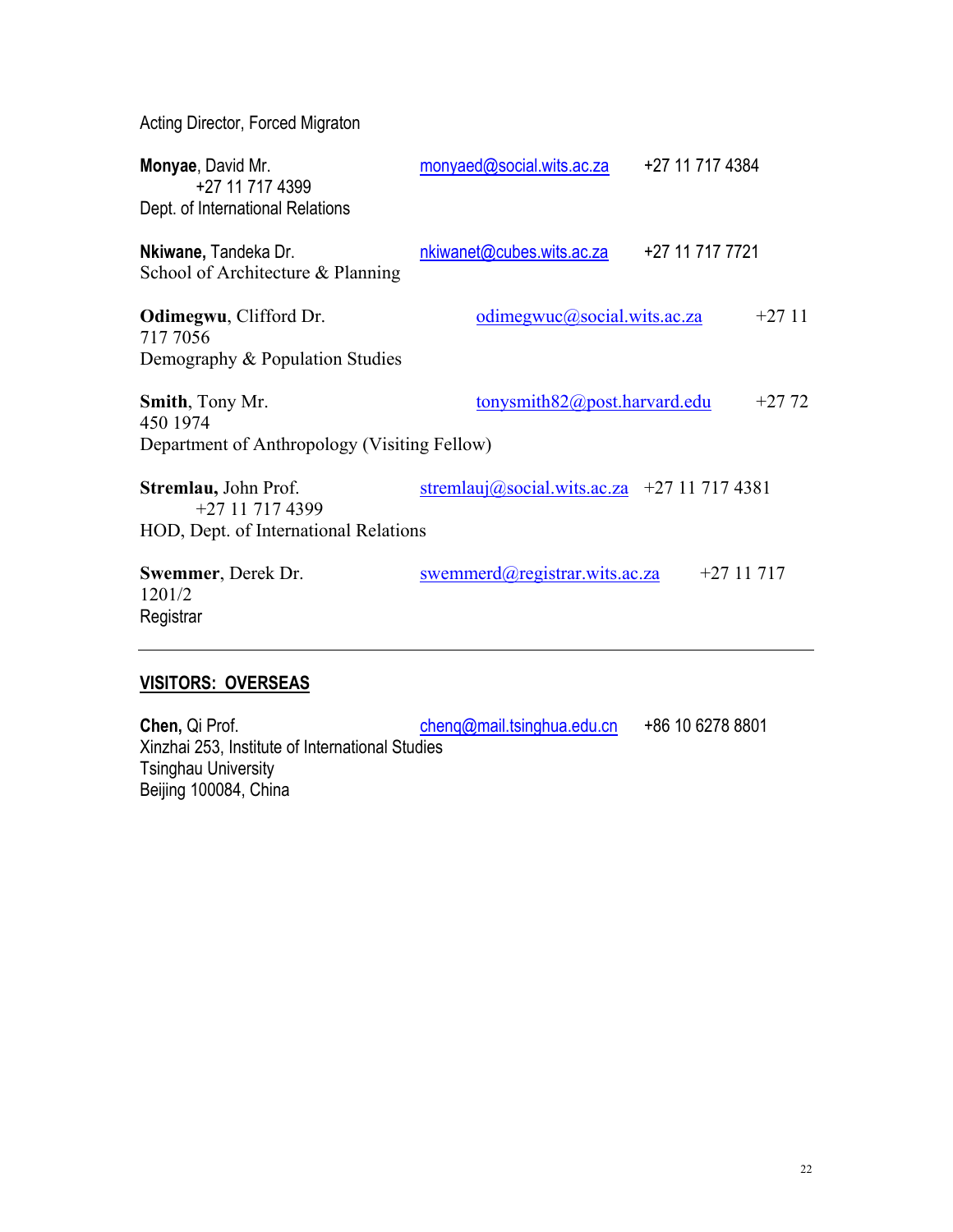Acting Director, Forced Migraton

**Monyae**, David Mr. monyaed@social.wits.ac.za +27 11 717 4384
+27 11 717 4399
Dept. of International Relations

**Nkiwane,** Tandeka Dr. nkiwanet@cubes.wits.ac.za +27 11 717 7721
School of Architecture & Planning

**Odimegwu**, Clifford Dr. odimegwuc@social.wits.ac.za +27 11 717 7056
Demography & Population Studies

**Smith**, Tony Mr. tonysmith82@post.harvard.edu +27 72 450 1974
Department of Anthropology (Visiting Fellow)

**Stremlau,** John Prof. stremlauj@social.wits.ac.za +27 11 717 4381
+27 11 717 4399
HOD, Dept. of International Relations

**Swemmer**, Derek Dr. swemmerd@registrar.wits.ac.za +27 11 717 1201/2
Registrar

---

**VISITORS: OVERSEAS**

**Chen,** Qi Prof. chenq@mail.tsinghua.edu.cn +86 10 6278 8801
Xinzhai 253, Institute of International Studies
Tsinghau University
Beijing 100084, China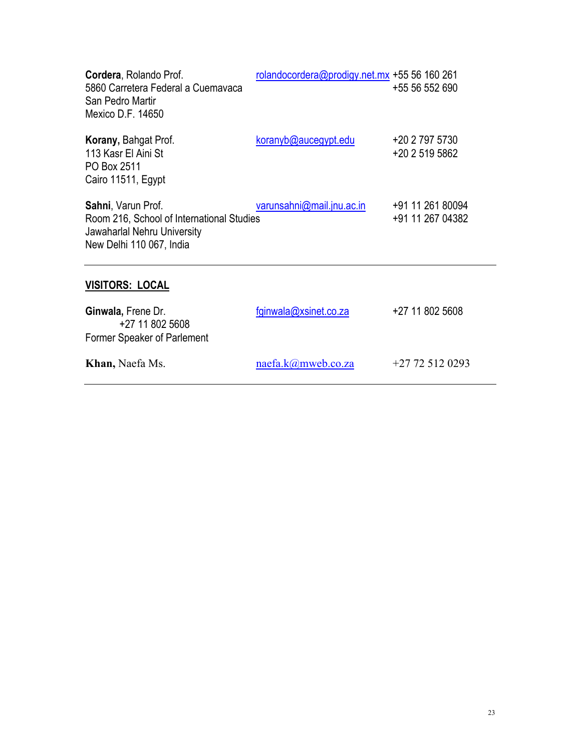**Cordera**, Rolando Prof.
5860 Carretera Federal a Cuemavaca
San Pedro Martir
Mexico D.F. 14650

rolandocordera@prodigy.net.mx
+55 56 160 261
+55 56 552 690

**Korany,** Bahgat Prof.
113 Kasr El Aini St
PO Box 2511
Cairo 11511, Egypt

koranyb@aucegypt.edu
+20 2 797 5730
+20 2 519 5862

**Sahni**, Varun Prof.
Room 216, School of International Studies
Jawaharlal Nehru University
New Delhi 110 067, India

varunsahni@mail.jnu.ac.in
+91 11 261 80094
+91 11 267 04382

---

**VISITORS: LOCAL**

**Ginwala,** Frene Dr.
+27 11 802 5608
Former Speaker of Parlement

fginwala@xsinet.co.za
+27 11 802 5608

**Khan,** Naefa Ms.

naefa.k@mweb.co.za
+27 72 512 0293

---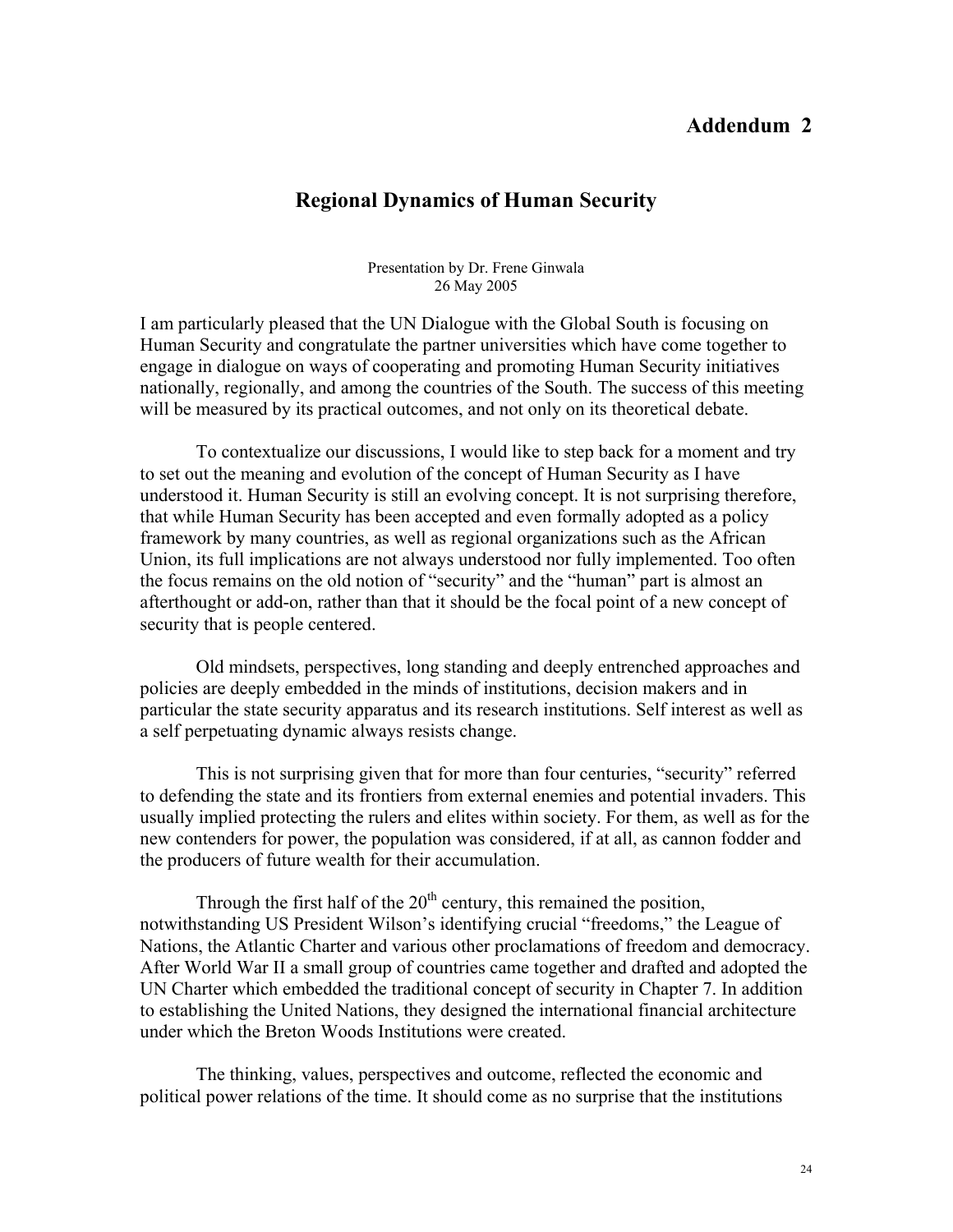# Addendum 2

## Regional Dynamics of Human Security

Presentation by Dr. Frene Ginwala
26 May 2005

I am particularly pleased that the UN Dialogue with the Global South is focusing on Human Security and congratulate the partner universities which have come together to engage in dialogue on ways of cooperating and promoting Human Security initiatives nationally, regionally, and among the countries of the South. The success of this meeting will be measured by its practical outcomes, and not only on its theoretical debate.

To contextualize our discussions, I would like to step back for a moment and try to set out the meaning and evolution of the concept of Human Security as I have understood it. Human Security is still an evolving concept. It is not surprising therefore, that while Human Security has been accepted and even formally adopted as a policy framework by many countries, as well as regional organizations such as the African Union, its full implications are not always understood nor fully implemented. Too often the focus remains on the old notion of "security" and the "human" part is almost an afterthought or add-on, rather than that it should be the focal point of a new concept of security that is people centered.

Old mindsets, perspectives, long standing and deeply entrenched approaches and policies are deeply embedded in the minds of institutions, decision makers and in particular the state security apparatus and its research institutions. Self interest as well as a self perpetuating dynamic always resists change.

This is not surprising given that for more than four centuries, "security" referred to defending the state and its frontiers from external enemies and potential invaders. This usually implied protecting the rulers and elites within society. For them, as well as for the new contenders for power, the population was considered, if at all, as cannon fodder and the producers of future wealth for their accumulation.

Through the first half of the 20th century, this remained the position, notwithstanding US President Wilson's identifying crucial "freedoms," the League of Nations, the Atlantic Charter and various other proclamations of freedom and democracy. After World War II a small group of countries came together and drafted and adopted the UN Charter which embedded the traditional concept of security in Chapter 7. In addition to establishing the United Nations, they designed the international financial architecture under which the Breton Woods Institutions were created.

The thinking, values, perspectives and outcome, reflected the economic and political power relations of the time. It should come as no surprise that the institutions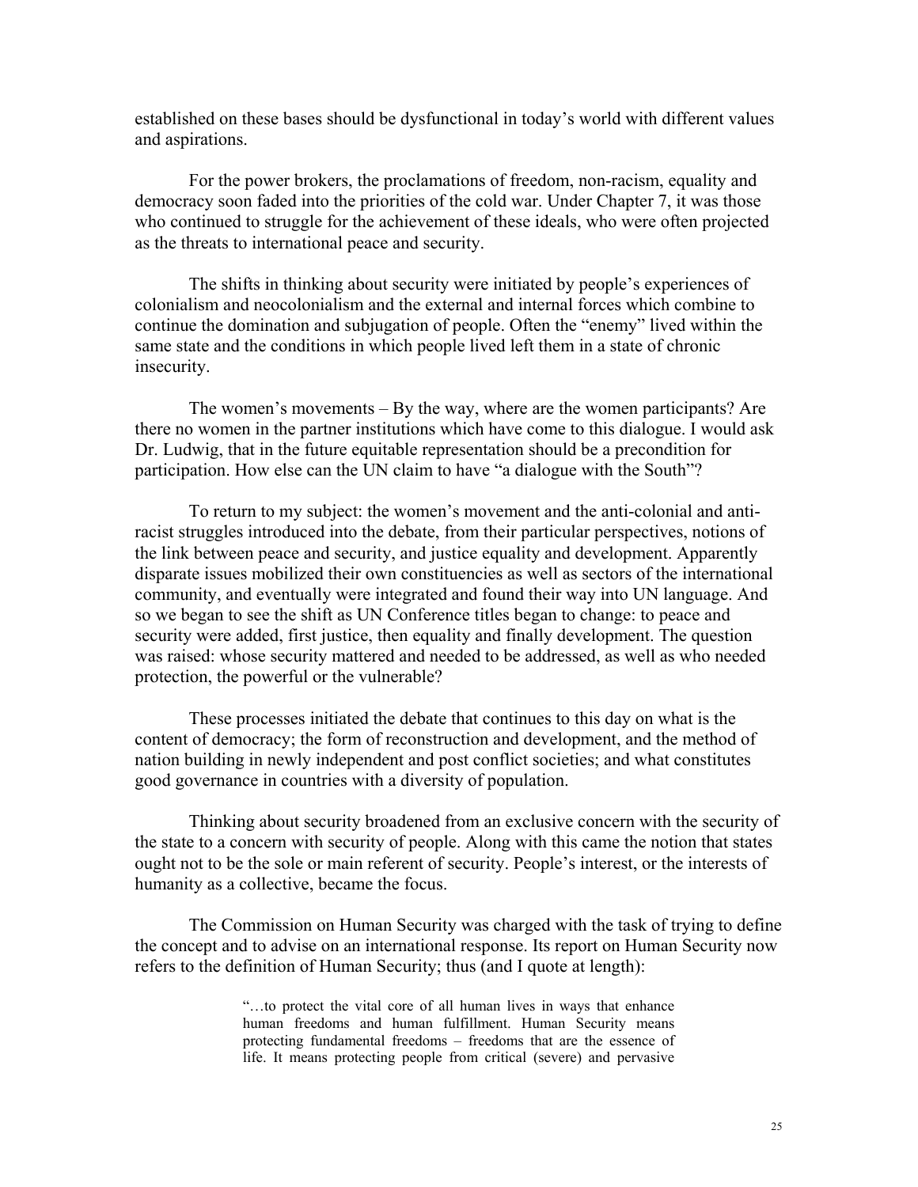established on these bases should be dysfunctional in today's world with different values and aspirations.

For the power brokers, the proclamations of freedom, non-racism, equality and democracy soon faded into the priorities of the cold war. Under Chapter 7, it was those who continued to struggle for the achievement of these ideals, who were often projected as the threats to international peace and security.

The shifts in thinking about security were initiated by people's experiences of colonialism and neocolonialism and the external and internal forces which combine to continue the domination and subjugation of people. Often the "enemy" lived within the same state and the conditions in which people lived left them in a state of chronic insecurity.

The women's movements – By the way, where are the women participants? Are there no women in the partner institutions which have come to this dialogue. I would ask Dr. Ludwig, that in the future equitable representation should be a precondition for participation. How else can the UN claim to have "a dialogue with the South"?

To return to my subject: the women's movement and the anti-colonial and anti-racist struggles introduced into the debate, from their particular perspectives, notions of the link between peace and security, and justice equality and development. Apparently disparate issues mobilized their own constituencies as well as sectors of the international community, and eventually were integrated and found their way into UN language. And so we began to see the shift as UN Conference titles began to change: to peace and security were added, first justice, then equality and finally development. The question was raised: whose security mattered and needed to be addressed, as well as who needed protection, the powerful or the vulnerable?

These processes initiated the debate that continues to this day on what is the content of democracy; the form of reconstruction and development, and the method of nation building in newly independent and post conflict societies; and what constitutes good governance in countries with a diversity of population.

Thinking about security broadened from an exclusive concern with the security of the state to a concern with security of people. Along with this came the notion that states ought not to be the sole or main referent of security. People's interest, or the interests of humanity as a collective, became the focus.

The Commission on Human Security was charged with the task of trying to define the concept and to advise on an international response. Its report on Human Security now refers to the definition of Human Security; thus (and I quote at length):

> "…to protect the vital core of all human lives in ways that enhance human freedoms and human fulfillment. Human Security means protecting fundamental freedoms – freedoms that are the essence of life. It means protecting people from critical (severe) and pervasive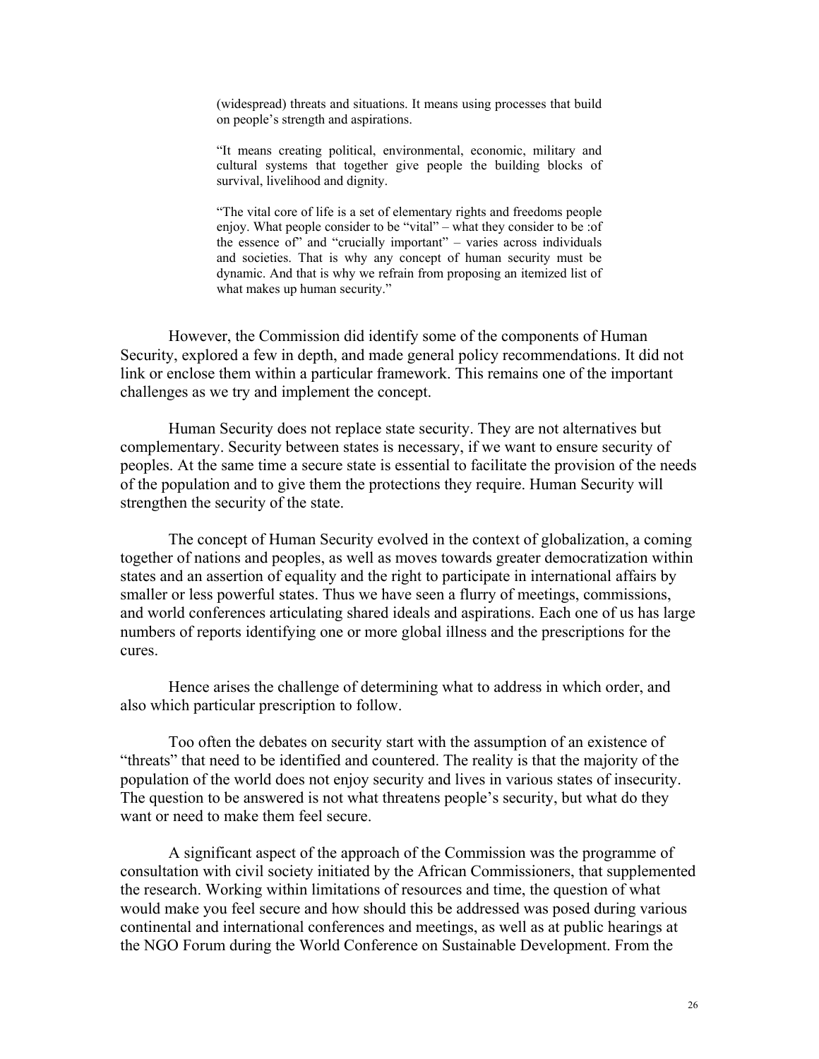> (widespread) threats and situations. It means using processes that build on people's strength and aspirations.
>
> "It means creating political, environmental, economic, military and cultural systems that together give people the building blocks of survival, livelihood and dignity.
>
> "The vital core of life is a set of elementary rights and freedoms people enjoy. What people consider to be "vital" – what they consider to be :of the essence of" and "crucially important" – varies across individuals and societies. That is why any concept of human security must be dynamic. And that is why we refrain from proposing an itemized list of what makes up human security."

However, the Commission did identify some of the components of Human Security, explored a few in depth, and made general policy recommendations. It did not link or enclose them within a particular framework. This remains one of the important challenges as we try and implement the concept.

Human Security does not replace state security. They are not alternatives but complementary. Security between states is necessary, if we want to ensure security of peoples. At the same time a secure state is essential to facilitate the provision of the needs of the population and to give them the protections they require. Human Security will strengthen the security of the state.

The concept of Human Security evolved in the context of globalization, a coming together of nations and peoples, as well as moves towards greater democratization within states and an assertion of equality and the right to participate in international affairs by smaller or less powerful states. Thus we have seen a flurry of meetings, commissions, and world conferences articulating shared ideals and aspirations. Each one of us has large numbers of reports identifying one or more global illness and the prescriptions for the cures.

Hence arises the challenge of determining what to address in which order, and also which particular prescription to follow.

Too often the debates on security start with the assumption of an existence of "threats" that need to be identified and countered. The reality is that the majority of the population of the world does not enjoy security and lives in various states of insecurity. The question to be answered is not what threatens people's security, but what do they want or need to make them feel secure.

A significant aspect of the approach of the Commission was the programme of consultation with civil society initiated by the African Commissioners, that supplemented the research. Working within limitations of resources and time, the question of what would make you feel secure and how should this be addressed was posed during various continental and international conferences and meetings, as well as at public hearings at the NGO Forum during the World Conference on Sustainable Development. From the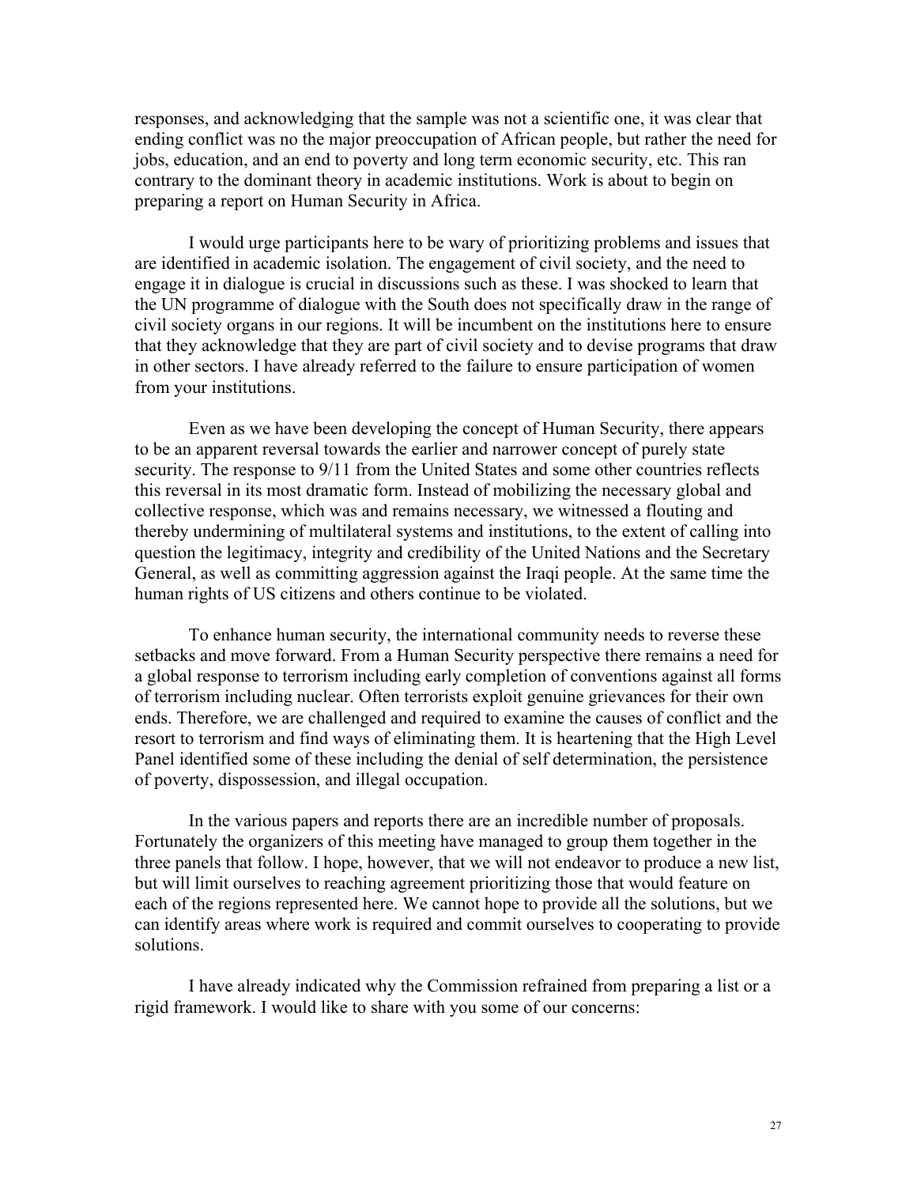responses, and acknowledging that the sample was not a scientific one, it was clear that ending conflict was no the major preoccupation of African people, but rather the need for jobs, education, and an end to poverty and long term economic security, etc. This ran contrary to the dominant theory in academic institutions. Work is about to begin on preparing a report on Human Security in Africa.

I would urge participants here to be wary of prioritizing problems and issues that are identified in academic isolation. The engagement of civil society, and the need to engage it in dialogue is crucial in discussions such as these. I was shocked to learn that the UN programme of dialogue with the South does not specifically draw in the range of civil society organs in our regions. It will be incumbent on the institutions here to ensure that they acknowledge that they are part of civil society and to devise programs that draw in other sectors. I have already referred to the failure to ensure participation of women from your institutions.

Even as we have been developing the concept of Human Security, there appears to be an apparent reversal towards the earlier and narrower concept of purely state security. The response to 9/11 from the United States and some other countries reflects this reversal in its most dramatic form. Instead of mobilizing the necessary global and collective response, which was and remains necessary, we witnessed a flouting and thereby undermining of multilateral systems and institutions, to the extent of calling into question the legitimacy, integrity and credibility of the United Nations and the Secretary General, as well as committing aggression against the Iraqi people. At the same time the human rights of US citizens and others continue to be violated.

To enhance human security, the international community needs to reverse these setbacks and move forward. From a Human Security perspective there remains a need for a global response to terrorism including early completion of conventions against all forms of terrorism including nuclear. Often terrorists exploit genuine grievances for their own ends. Therefore, we are challenged and required to examine the causes of conflict and the resort to terrorism and find ways of eliminating them. It is heartening that the High Level Panel identified some of these including the denial of self determination, the persistence of poverty, dispossession, and illegal occupation.

In the various papers and reports there are an incredible number of proposals. Fortunately the organizers of this meeting have managed to group them together in the three panels that follow. I hope, however, that we will not endeavor to produce a new list, but will limit ourselves to reaching agreement prioritizing those that would feature on each of the regions represented here. We cannot hope to provide all the solutions, but we can identify areas where work is required and commit ourselves to cooperating to provide solutions.

I have already indicated why the Commission refrained from preparing a list or a rigid framework. I would like to share with you some of our concerns: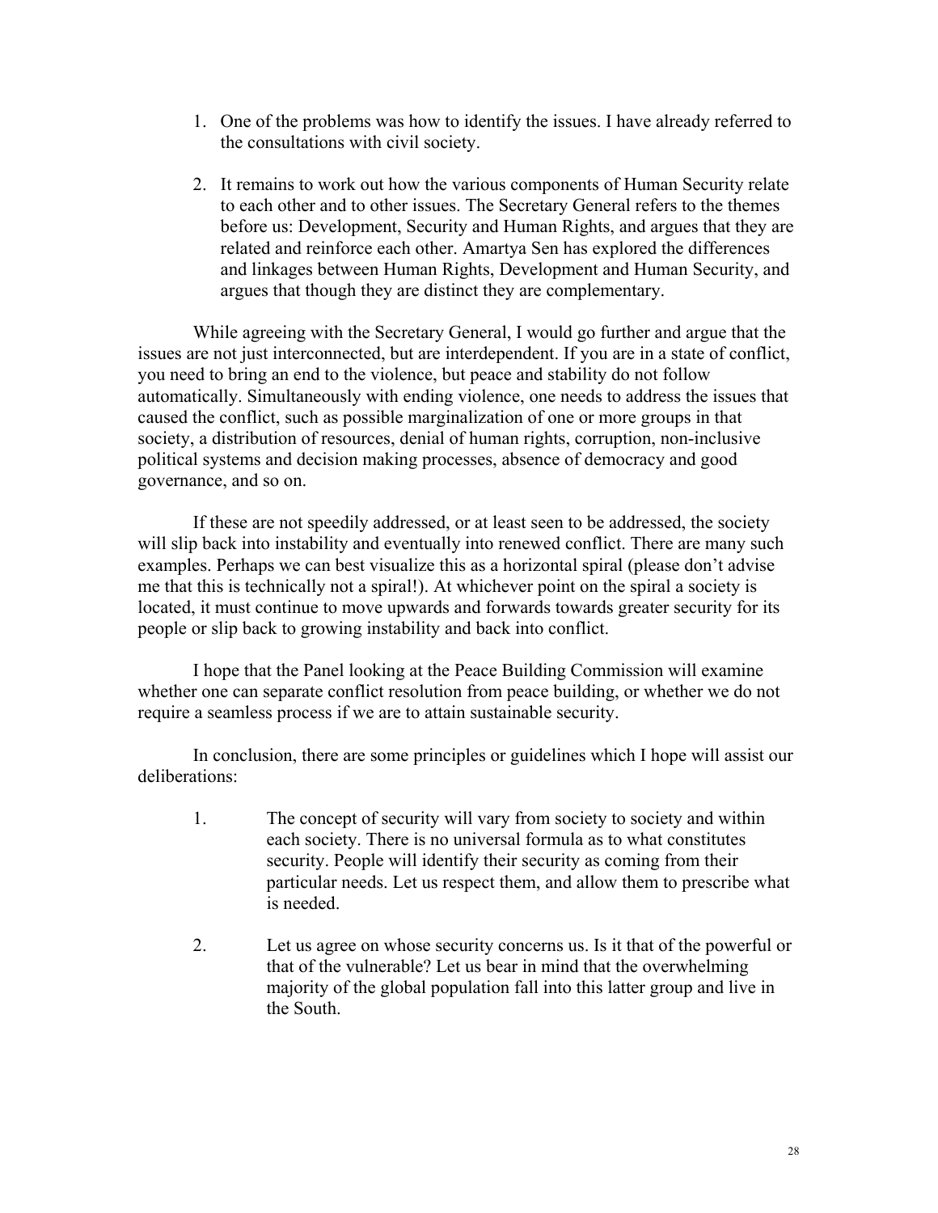1. One of the problems was how to identify the issues. I have already referred to the consultations with civil society.

2. It remains to work out how the various components of Human Security relate to each other and to other issues. The Secretary General refers to the themes before us: Development, Security and Human Rights, and argues that they are related and reinforce each other. Amartya Sen has explored the differences and linkages between Human Rights, Development and Human Security, and argues that though they are distinct they are complementary.

While agreeing with the Secretary General, I would go further and argue that the issues are not just interconnected, but are interdependent. If you are in a state of conflict, you need to bring an end to the violence, but peace and stability do not follow automatically. Simultaneously with ending violence, one needs to address the issues that caused the conflict, such as possible marginalization of one or more groups in that society, a distribution of resources, denial of human rights, corruption, non-inclusive political systems and decision making processes, absence of democracy and good governance, and so on.

If these are not speedily addressed, or at least seen to be addressed, the society will slip back into instability and eventually into renewed conflict. There are many such examples. Perhaps we can best visualize this as a horizontal spiral (please don't advise me that this is technically not a spiral!). At whichever point on the spiral a society is located, it must continue to move upwards and forwards towards greater security for its people or slip back to growing instability and back into conflict.

I hope that the Panel looking at the Peace Building Commission will examine whether one can separate conflict resolution from peace building, or whether we do not require a seamless process if we are to attain sustainable security.

In conclusion, there are some principles or guidelines which I hope will assist our deliberations:

1. The concept of security will vary from society to society and within each society. There is no universal formula as to what constitutes security. People will identify their security as coming from their particular needs. Let us respect them, and allow them to prescribe what is needed.

2. Let us agree on whose security concerns us. Is it that of the powerful or that of the vulnerable? Let us bear in mind that the overwhelming majority of the global population fall into this latter group and live in the South.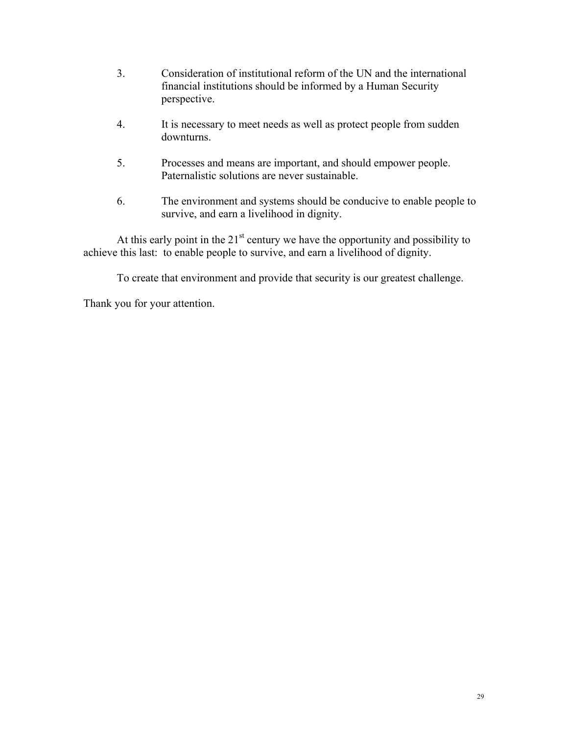3. Consideration of institutional reform of the UN and the international financial institutions should be informed by a Human Security perspective.

4. It is necessary to meet needs as well as protect people from sudden downturns.

5. Processes and means are important, and should empower people. Paternalistic solutions are never sustainable.

6. The environment and systems should be conducive to enable people to survive, and earn a livelihood in dignity.

At this early point in the 21st century we have the opportunity and possibility to achieve this last: to enable people to survive, and earn a livelihood of dignity.

To create that environment and provide that security is our greatest challenge.

Thank you for your attention.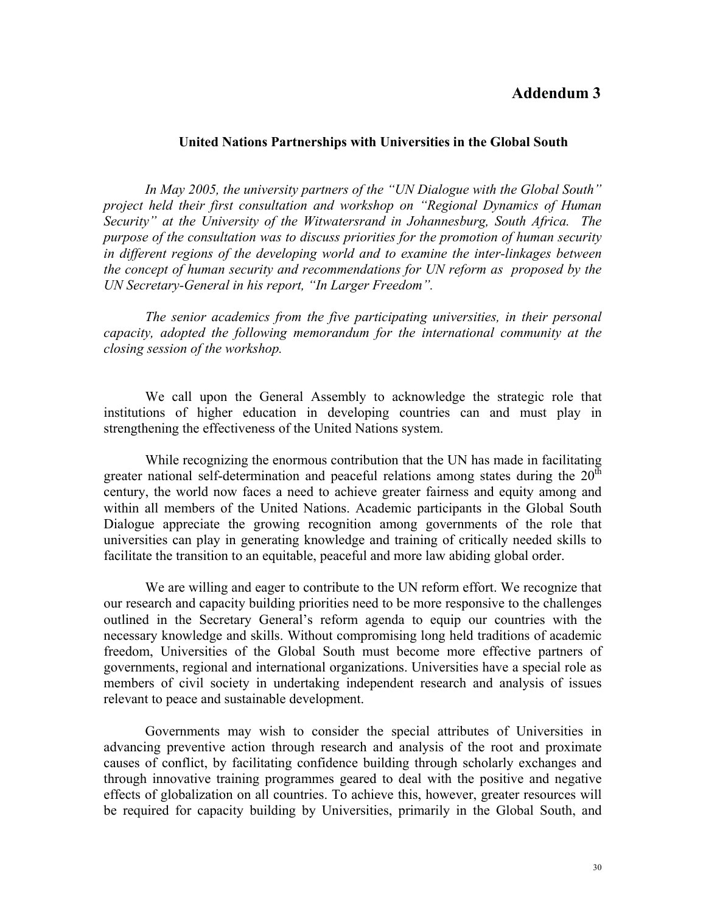# Addendum 3

### United Nations Partnerships with Universities in the Global South

*In May 2005, the university partners of the "UN Dialogue with the Global South" project held their first consultation and workshop on "Regional Dynamics of Human Security" at the University of the Witwatersrand in Johannesburg, South Africa. The purpose of the consultation was to discuss priorities for the promotion of human security in different regions of the developing world and to examine the inter-linkages between the concept of human security and recommendations for UN reform as proposed by the UN Secretary-General in his report, "In Larger Freedom".*

*The senior academics from the five participating universities, in their personal capacity, adopted the following memorandum for the international community at the closing session of the workshop.*

We call upon the General Assembly to acknowledge the strategic role that institutions of higher education in developing countries can and must play in strengthening the effectiveness of the United Nations system.

While recognizing the enormous contribution that the UN has made in facilitating greater national self-determination and peaceful relations among states during the 20th century, the world now faces a need to achieve greater fairness and equity among and within all members of the United Nations. Academic participants in the Global South Dialogue appreciate the growing recognition among governments of the role that universities can play in generating knowledge and training of critically needed skills to facilitate the transition to an equitable, peaceful and more law abiding global order.

We are willing and eager to contribute to the UN reform effort. We recognize that our research and capacity building priorities need to be more responsive to the challenges outlined in the Secretary General's reform agenda to equip our countries with the necessary knowledge and skills. Without compromising long held traditions of academic freedom, Universities of the Global South must become more effective partners of governments, regional and international organizations. Universities have a special role as members of civil society in undertaking independent research and analysis of issues relevant to peace and sustainable development.

Governments may wish to consider the special attributes of Universities in advancing preventive action through research and analysis of the root and proximate causes of conflict, by facilitating confidence building through scholarly exchanges and through innovative training programmes geared to deal with the positive and negative effects of globalization on all countries. To achieve this, however, greater resources will be required for capacity building by Universities, primarily in the Global South, and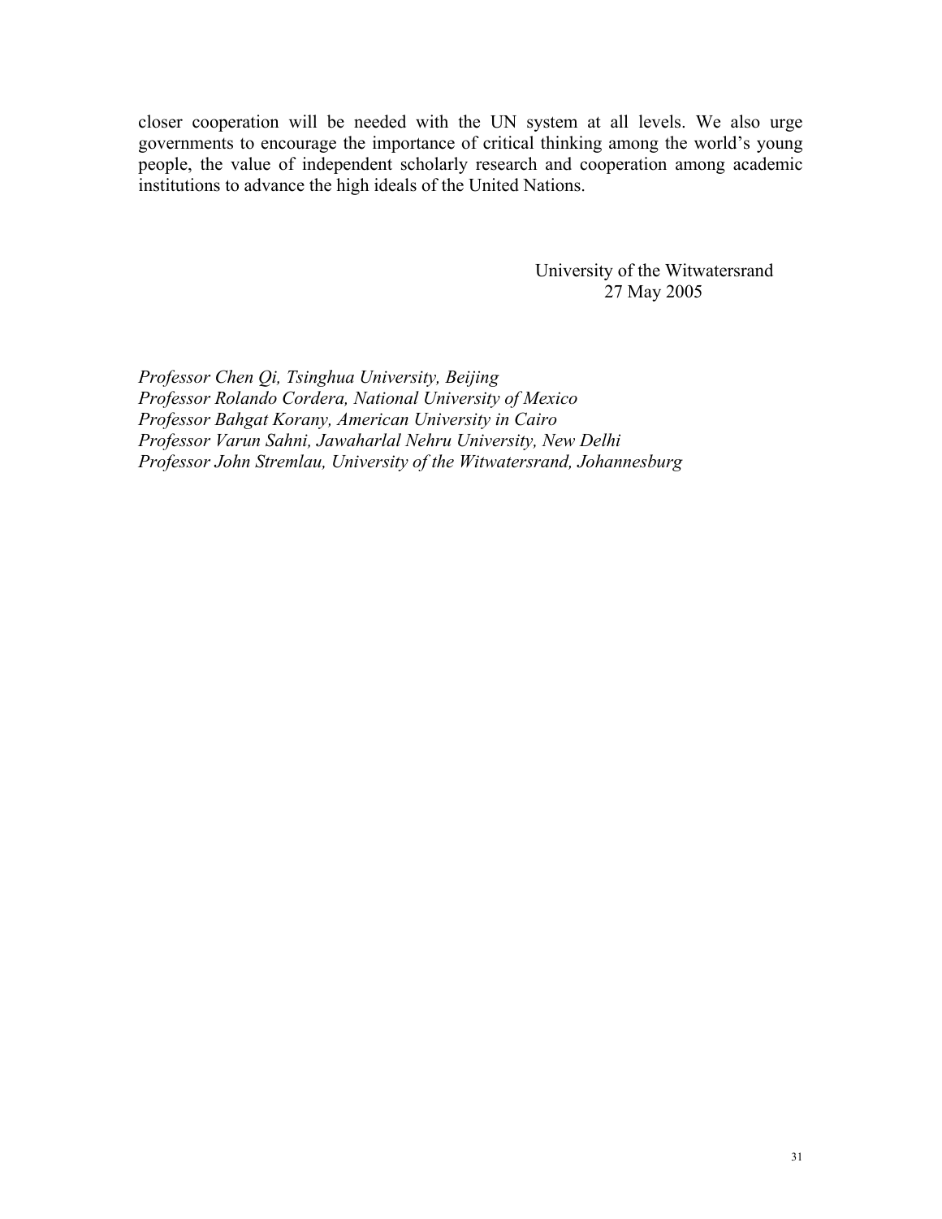closer cooperation will be needed with the UN system at all levels. We also urge governments to encourage the importance of critical thinking among the world's young people, the value of independent scholarly research and cooperation among academic institutions to advance the high ideals of the United Nations.

University of the Witwatersrand
27 May 2005

*Professor Chen Qi, Tsinghua University, Beijing*
*Professor Rolando Cordera, National University of Mexico*
*Professor Bahgat Korany, American University in Cairo*
*Professor Varun Sahni, Jawaharlal Nehru University, New Delhi*
*Professor John Stremlau, University of the Witwatersrand, Johannesburg*